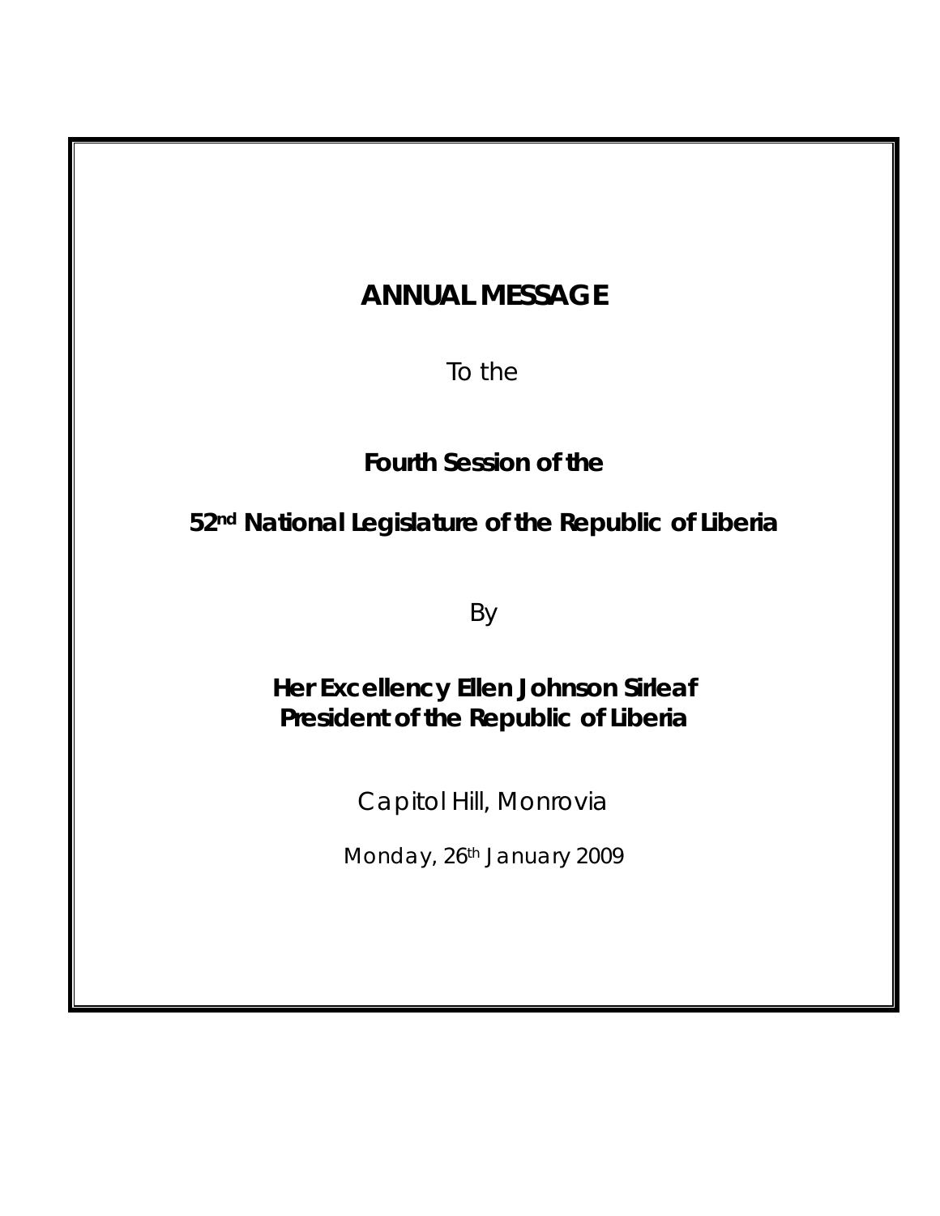# ANNUAL MESSAGE

To the

**Fourth Session of the**

**52nd National Legislature of the Republic of Liberia**

By

**Her Excellency Ellen Johnson Sirleaf**
**President of the Republic of Liberia**

Capitol Hill, Monrovia

Monday, 26th January 2009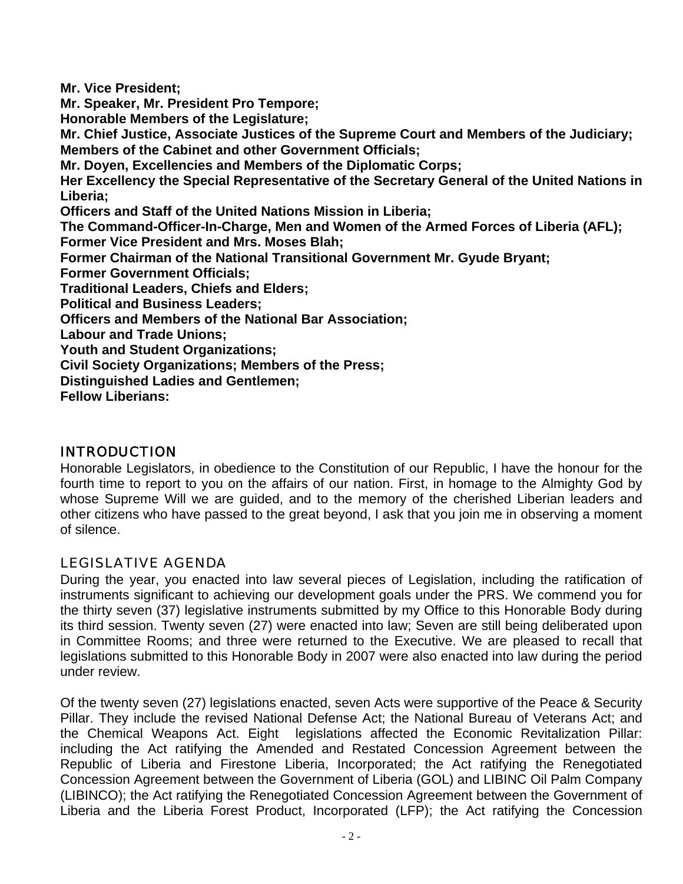**Mr. Vice President;**
**Mr. Speaker, Mr. President Pro Tempore;**
**Honorable Members of the Legislature;**
**Mr. Chief Justice, Associate Justices of the Supreme Court and Members of the Judiciary;**
**Members of the Cabinet and other Government Officials;**
**Mr. Doyen, Excellencies and Members of the Diplomatic Corps;**
**Her Excellency the Special Representative of the Secretary General of the United Nations in Liberia;**
**Officers and Staff of the United Nations Mission in Liberia;**
**The Command-Officer-In-Charge, Men and Women of the Armed Forces of Liberia (AFL);**
**Former Vice President and Mrs. Moses Blah;**
**Former Chairman of the National Transitional Government Mr. Gyude Bryant;**
**Former Government Officials;**
**Traditional Leaders, Chiefs and Elders;**
**Political and Business Leaders;**
**Officers and Members of the National Bar Association;**
**Labour and Trade Unions;**
**Youth and Student Organizations;**
**Civil Society Organizations; Members of the Press;**
**Distinguished Ladies and Gentlemen;**
**Fellow Liberians:**

## INTRODUCTION

Honorable Legislators, in obedience to the Constitution of our Republic, I have the honour for the fourth time to report to you on the affairs of our nation. First, in homage to the Almighty God by whose Supreme Will we are guided, and to the memory of the cherished Liberian leaders and other citizens who have passed to the great beyond, I ask that you join me in observing a moment of silence.

## LEGISLATIVE AGENDA

During the year, you enacted into law several pieces of Legislation, including the ratification of instruments significant to achieving our development goals under the PRS. We commend you for the thirty seven (37) legislative instruments submitted by my Office to this Honorable Body during its third session. Twenty seven (27) were enacted into law; Seven are still being deliberated upon in Committee Rooms; and three were returned to the Executive. We are pleased to recall that legislations submitted to this Honorable Body in 2007 were also enacted into law during the period under review.

Of the twenty seven (27) legislations enacted, seven Acts were supportive of the Peace & Security Pillar. They include the revised National Defense Act; the National Bureau of Veterans Act; and the Chemical Weapons Act. Eight legislations affected the Economic Revitalization Pillar: including the Act ratifying the Amended and Restated Concession Agreement between the Republic of Liberia and Firestone Liberia, Incorporated; the Act ratifying the Renegotiated Concession Agreement between the Government of Liberia (GOL) and LIBINC Oil Palm Company (LIBINCO); the Act ratifying the Renegotiated Concession Agreement between the Government of Liberia and the Liberia Forest Product, Incorporated (LFP); the Act ratifying the Concession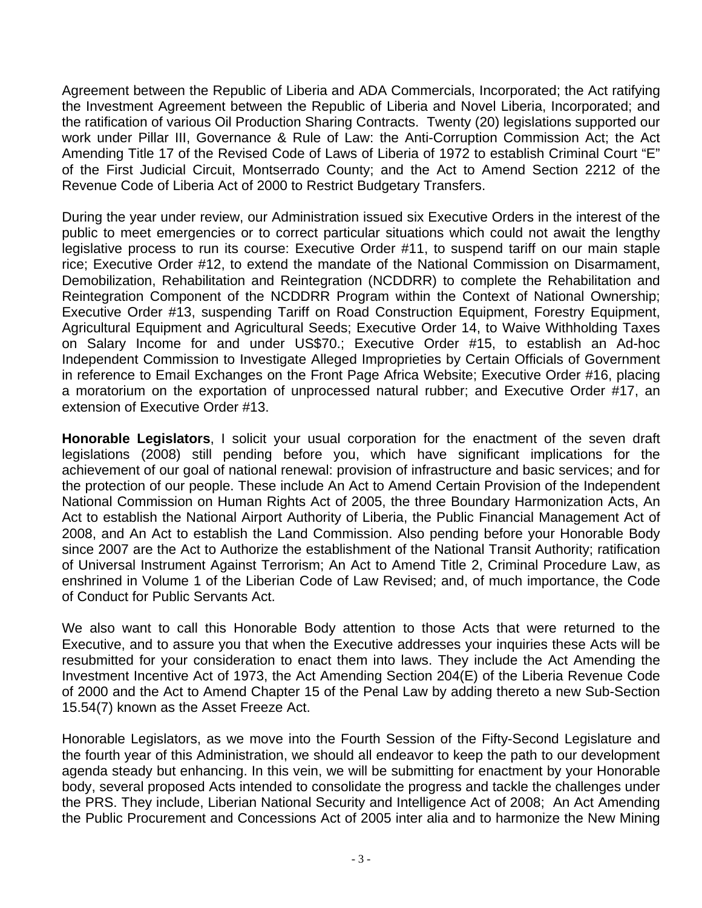Agreement between the Republic of Liberia and ADA Commercials, Incorporated; the Act ratifying the Investment Agreement between the Republic of Liberia and Novel Liberia, Incorporated; and the ratification of various Oil Production Sharing Contracts. Twenty (20) legislations supported our work under Pillar III, Governance & Rule of Law: the Anti-Corruption Commission Act; the Act Amending Title 17 of the Revised Code of Laws of Liberia of 1972 to establish Criminal Court "E" of the First Judicial Circuit, Montserrado County; and the Act to Amend Section 2212 of the Revenue Code of Liberia Act of 2000 to Restrict Budgetary Transfers.

During the year under review, our Administration issued six Executive Orders in the interest of the public to meet emergencies or to correct particular situations which could not await the lengthy legislative process to run its course: Executive Order #11, to suspend tariff on our main staple rice; Executive Order #12, to extend the mandate of the National Commission on Disarmament, Demobilization, Rehabilitation and Reintegration (NCDDRR) to complete the Rehabilitation and Reintegration Component of the NCDDRR Program within the Context of National Ownership; Executive Order #13, suspending Tariff on Road Construction Equipment, Forestry Equipment, Agricultural Equipment and Agricultural Seeds; Executive Order 14, to Waive Withholding Taxes on Salary Income for and under US$70.; Executive Order #15, to establish an Ad-hoc Independent Commission to Investigate Alleged Improprieties by Certain Officials of Government in reference to Email Exchanges on the Front Page Africa Website; Executive Order #16, placing a moratorium on the exportation of unprocessed natural rubber; and Executive Order #17, an extension of Executive Order #13.

**Honorable Legislators**, I solicit your usual corporation for the enactment of the seven draft legislations (2008) still pending before you, which have significant implications for the achievement of our goal of national renewal: provision of infrastructure and basic services; and for the protection of our people. These include An Act to Amend Certain Provision of the Independent National Commission on Human Rights Act of 2005, the three Boundary Harmonization Acts, An Act to establish the National Airport Authority of Liberia, the Public Financial Management Act of 2008, and An Act to establish the Land Commission. Also pending before your Honorable Body since 2007 are the Act to Authorize the establishment of the National Transit Authority; ratification of Universal Instrument Against Terrorism; An Act to Amend Title 2, Criminal Procedure Law, as enshrined in Volume 1 of the Liberian Code of Law Revised; and, of much importance, the Code of Conduct for Public Servants Act.

We also want to call this Honorable Body attention to those Acts that were returned to the Executive, and to assure you that when the Executive addresses your inquiries these Acts will be resubmitted for your consideration to enact them into laws. They include the Act Amending the Investment Incentive Act of 1973, the Act Amending Section 204(E) of the Liberia Revenue Code of 2000 and the Act to Amend Chapter 15 of the Penal Law by adding thereto a new Sub-Section 15.54(7) known as the Asset Freeze Act.

Honorable Legislators, as we move into the Fourth Session of the Fifty-Second Legislature and the fourth year of this Administration, we should all endeavor to keep the path to our development agenda steady but enhancing. In this vein, we will be submitting for enactment by your Honorable body, several proposed Acts intended to consolidate the progress and tackle the challenges under the PRS. They include, Liberian National Security and Intelligence Act of 2008; An Act Amending the Public Procurement and Concessions Act of 2005 inter alia and to harmonize the New Mining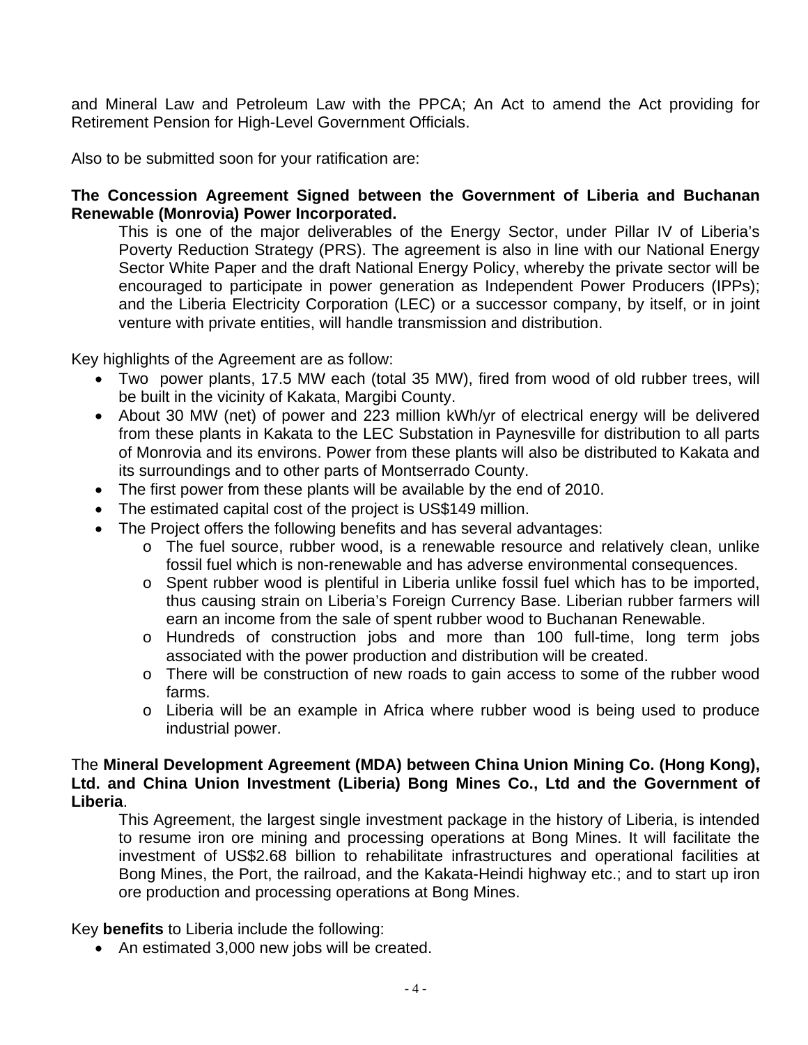and Mineral Law and Petroleum Law with the PPCA; An Act to amend the Act providing for Retirement Pension for High-Level Government Officials.

Also to be submitted soon for your ratification are:

**The Concession Agreement Signed between the Government of Liberia and Buchanan Renewable (Monrovia) Power Incorporated.**

This is one of the major deliverables of the Energy Sector, under Pillar IV of Liberia's Poverty Reduction Strategy (PRS). The agreement is also in line with our National Energy Sector White Paper and the draft National Energy Policy, whereby the private sector will be encouraged to participate in power generation as Independent Power Producers (IPPs); and the Liberia Electricity Corporation (LEC) or a successor company, by itself, or in joint venture with private entities, will handle transmission and distribution.

Key highlights of the Agreement are as follow:

- Two power plants, 17.5 MW each (total 35 MW), fired from wood of old rubber trees, will be built in the vicinity of Kakata, Margibi County.
- About 30 MW (net) of power and 223 million kWh/yr of electrical energy will be delivered from these plants in Kakata to the LEC Substation in Paynesville for distribution to all parts of Monrovia and its environs. Power from these plants will also be distributed to Kakata and its surroundings and to other parts of Montserrado County.
- The first power from these plants will be available by the end of 2010.
- The estimated capital cost of the project is US$149 million.
- The Project offers the following benefits and has several advantages:
    - The fuel source, rubber wood, is a renewable resource and relatively clean, unlike fossil fuel which is non-renewable and has adverse environmental consequences.
    - Spent rubber wood is plentiful in Liberia unlike fossil fuel which has to be imported, thus causing strain on Liberia's Foreign Currency Base. Liberian rubber farmers will earn an income from the sale of spent rubber wood to Buchanan Renewable.
    - Hundreds of construction jobs and more than 100 full-time, long term jobs associated with the power production and distribution will be created.
    - There will be construction of new roads to gain access to some of the rubber wood farms.
    - Liberia will be an example in Africa where rubber wood is being used to produce industrial power.

The **Mineral Development Agreement (MDA) between China Union Mining Co. (Hong Kong), Ltd. and China Union Investment (Liberia) Bong Mines Co., Ltd and the Government of Liberia**.

This Agreement, the largest single investment package in the history of Liberia, is intended to resume iron ore mining and processing operations at Bong Mines. It will facilitate the investment of US$2.68 billion to rehabilitate infrastructures and operational facilities at Bong Mines, the Port, the railroad, and the Kakata-Heindi highway etc.; and to start up iron ore production and processing operations at Bong Mines.

Key **benefits** to Liberia include the following:

- An estimated 3,000 new jobs will be created.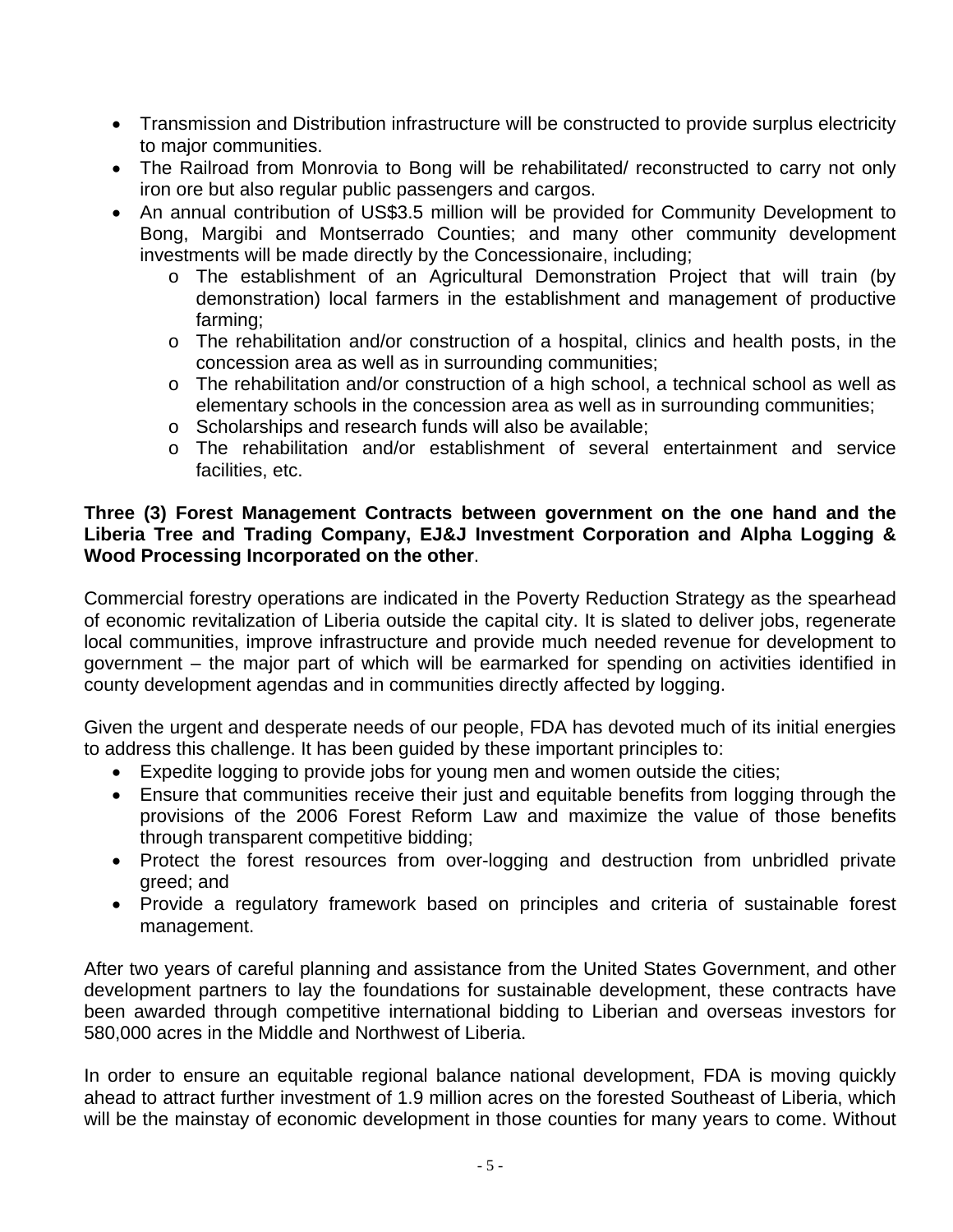- Transmission and Distribution infrastructure will be constructed to provide surplus electricity to major communities.
- The Railroad from Monrovia to Bong will be rehabilitated/ reconstructed to carry not only iron ore but also regular public passengers and cargos.
- An annual contribution of US$3.5 million will be provided for Community Development to Bong, Margibi and Montserrado Counties; and many other community development investments will be made directly by the Concessionaire, including;
  - The establishment of an Agricultural Demonstration Project that will train (by demonstration) local farmers in the establishment and management of productive farming;
  - The rehabilitation and/or construction of a hospital, clinics and health posts, in the concession area as well as in surrounding communities;
  - The rehabilitation and/or construction of a high school, a technical school as well as elementary schools in the concession area as well as in surrounding communities;
  - Scholarships and research funds will also be available;
  - The rehabilitation and/or establishment of several entertainment and service facilities, etc.

**Three (3) Forest Management Contracts between government on the one hand and the Liberia Tree and Trading Company, EJ&J Investment Corporation and Alpha Logging & Wood Processing Incorporated on the other**.

Commercial forestry operations are indicated in the Poverty Reduction Strategy as the spearhead of economic revitalization of Liberia outside the capital city. It is slated to deliver jobs, regenerate local communities, improve infrastructure and provide much needed revenue for development to government – the major part of which will be earmarked for spending on activities identified in county development agendas and in communities directly affected by logging.

Given the urgent and desperate needs of our people, FDA has devoted much of its initial energies to address this challenge. It has been guided by these important principles to:

- Expedite logging to provide jobs for young men and women outside the cities;
- Ensure that communities receive their just and equitable benefits from logging through the provisions of the 2006 Forest Reform Law and maximize the value of those benefits through transparent competitive bidding;
- Protect the forest resources from over-logging and destruction from unbridled private greed; and
- Provide a regulatory framework based on principles and criteria of sustainable forest management.

After two years of careful planning and assistance from the United States Government, and other development partners to lay the foundations for sustainable development, these contracts have been awarded through competitive international bidding to Liberian and overseas investors for 580,000 acres in the Middle and Northwest of Liberia.

In order to ensure an equitable regional balance national development, FDA is moving quickly ahead to attract further investment of 1.9 million acres on the forested Southeast of Liberia, which will be the mainstay of economic development in those counties for many years to come. Without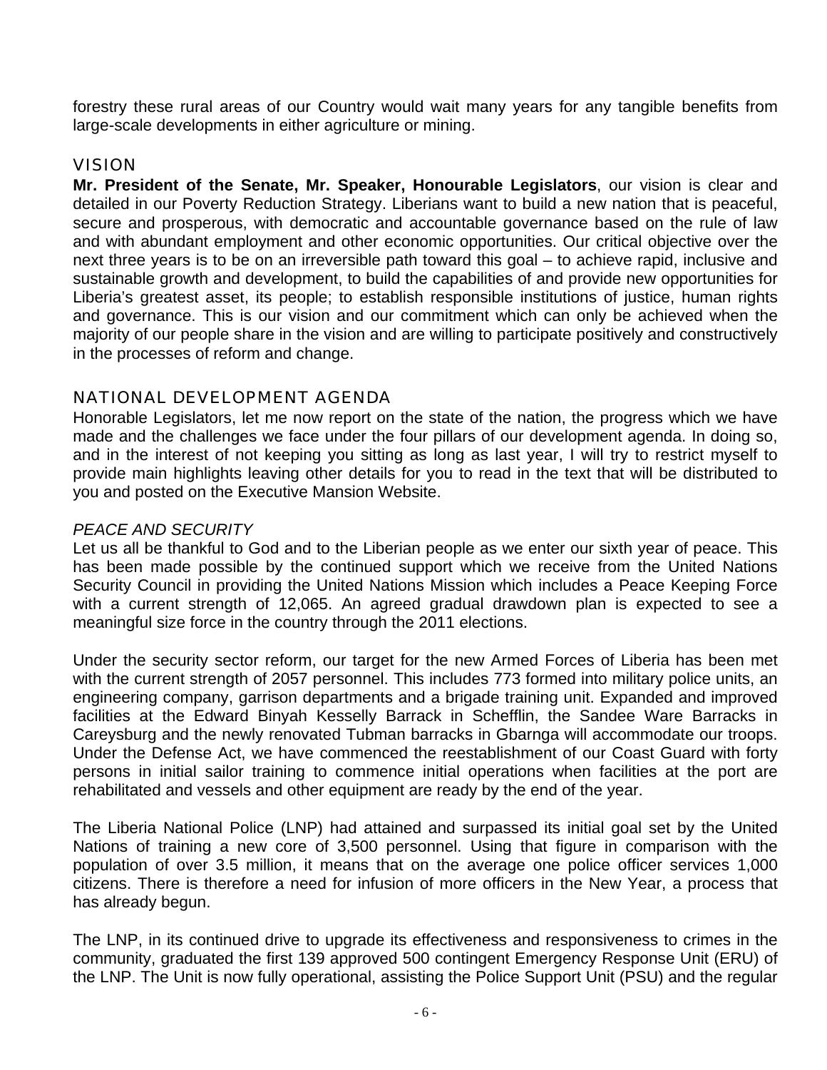forestry these rural areas of our Country would wait many years for any tangible benefits from large-scale developments in either agriculture or mining.

## VISION

**Mr. President of the Senate, Mr. Speaker, Honourable Legislators**, our vision is clear and detailed in our Poverty Reduction Strategy. Liberians want to build a new nation that is peaceful, secure and prosperous, with democratic and accountable governance based on the rule of law and with abundant employment and other economic opportunities. Our critical objective over the next three years is to be on an irreversible path toward this goal – to achieve rapid, inclusive and sustainable growth and development, to build the capabilities of and provide new opportunities for Liberia's greatest asset, its people; to establish responsible institutions of justice, human rights and governance. This is our vision and our commitment which can only be achieved when the majority of our people share in the vision and are willing to participate positively and constructively in the processes of reform and change.

## NATIONAL DEVELOPMENT AGENDA

Honorable Legislators, let me now report on the state of the nation, the progress which we have made and the challenges we face under the four pillars of our development agenda. In doing so, and in the interest of not keeping you sitting as long as last year, I will try to restrict myself to provide main highlights leaving other details for you to read in the text that will be distributed to you and posted on the Executive Mansion Website.

### *PEACE AND SECURITY*

Let us all be thankful to God and to the Liberian people as we enter our sixth year of peace. This has been made possible by the continued support which we receive from the United Nations Security Council in providing the United Nations Mission which includes a Peace Keeping Force with a current strength of 12,065. An agreed gradual drawdown plan is expected to see a meaningful size force in the country through the 2011 elections.

Under the security sector reform, our target for the new Armed Forces of Liberia has been met with the current strength of 2057 personnel. This includes 773 formed into military police units, an engineering company, garrison departments and a brigade training unit. Expanded and improved facilities at the Edward Binyah Kesselly Barrack in Schefflin, the Sandee Ware Barracks in Careysburg and the newly renovated Tubman barracks in Gbarnga will accommodate our troops. Under the Defense Act, we have commenced the reestablishment of our Coast Guard with forty persons in initial sailor training to commence initial operations when facilities at the port are rehabilitated and vessels and other equipment are ready by the end of the year.

The Liberia National Police (LNP) had attained and surpassed its initial goal set by the United Nations of training a new core of 3,500 personnel. Using that figure in comparison with the population of over 3.5 million, it means that on the average one police officer services 1,000 citizens. There is therefore a need for infusion of more officers in the New Year, a process that has already begun.

The LNP, in its continued drive to upgrade its effectiveness and responsiveness to crimes in the community, graduated the first 139 approved 500 contingent Emergency Response Unit (ERU) of the LNP. The Unit is now fully operational, assisting the Police Support Unit (PSU) and the regular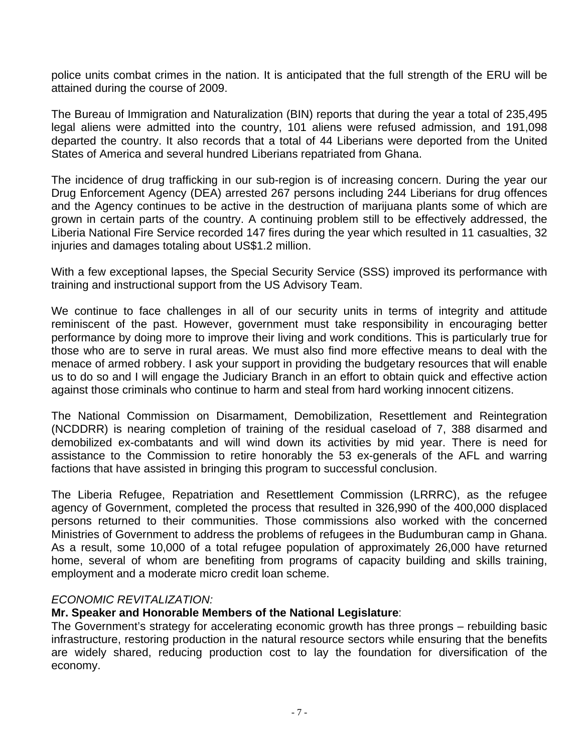police units combat crimes in the nation. It is anticipated that the full strength of the ERU will be attained during the course of 2009.

The Bureau of Immigration and Naturalization (BIN) reports that during the year a total of 235,495 legal aliens were admitted into the country, 101 aliens were refused admission, and 191,098 departed the country. It also records that a total of 44 Liberians were deported from the United States of America and several hundred Liberians repatriated from Ghana.

The incidence of drug trafficking in our sub-region is of increasing concern. During the year our Drug Enforcement Agency (DEA) arrested 267 persons including 244 Liberians for drug offences and the Agency continues to be active in the destruction of marijuana plants some of which are grown in certain parts of the country. A continuing problem still to be effectively addressed, the Liberia National Fire Service recorded 147 fires during the year which resulted in 11 casualties, 32 injuries and damages totaling about US$1.2 million.

With a few exceptional lapses, the Special Security Service (SSS) improved its performance with training and instructional support from the US Advisory Team.

We continue to face challenges in all of our security units in terms of integrity and attitude reminiscent of the past. However, government must take responsibility in encouraging better performance by doing more to improve their living and work conditions. This is particularly true for those who are to serve in rural areas. We must also find more effective means to deal with the menace of armed robbery. I ask your support in providing the budgetary resources that will enable us to do so and I will engage the Judiciary Branch in an effort to obtain quick and effective action against those criminals who continue to harm and steal from hard working innocent citizens.

The National Commission on Disarmament, Demobilization, Resettlement and Reintegration (NCDDRR) is nearing completion of training of the residual caseload of 7, 388 disarmed and demobilized ex-combatants and will wind down its activities by mid year. There is need for assistance to the Commission to retire honorably the 53 ex-generals of the AFL and warring factions that have assisted in bringing this program to successful conclusion.

The Liberia Refugee, Repatriation and Resettlement Commission (LRRRC), as the refugee agency of Government, completed the process that resulted in 326,990 of the 400,000 displaced persons returned to their communities. Those commissions also worked with the concerned Ministries of Government to address the problems of refugees in the Budumburan camp in Ghana. As a result, some 10,000 of a total refugee population of approximately 26,000 have returned home, several of whom are benefiting from programs of capacity building and skills training, employment and a moderate micro credit loan scheme.

*ECONOMIC REVITALIZATION:*

**Mr. Speaker and Honorable Members of the National Legislature**:

The Government's strategy for accelerating economic growth has three prongs – rebuilding basic infrastructure, restoring production in the natural resource sectors while ensuring that the benefits are widely shared, reducing production cost to lay the foundation for diversification of the economy.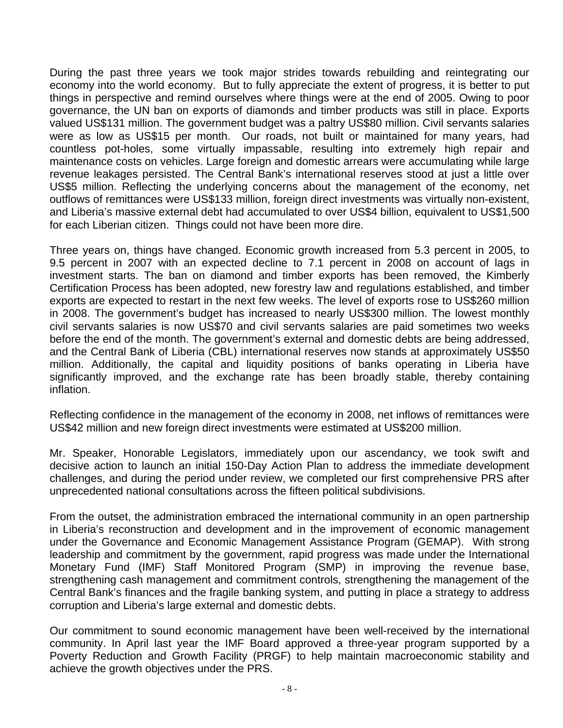During the past three years we took major strides towards rebuilding and reintegrating our economy into the world economy. But to fully appreciate the extent of progress, it is better to put things in perspective and remind ourselves where things were at the end of 2005. Owing to poor governance, the UN ban on exports of diamonds and timber products was still in place. Exports valued US$131 million. The government budget was a paltry US$80 million. Civil servants salaries were as low as US$15 per month. Our roads, not built or maintained for many years, had countless pot-holes, some virtually impassable, resulting into extremely high repair and maintenance costs on vehicles. Large foreign and domestic arrears were accumulating while large revenue leakages persisted. The Central Bank's international reserves stood at just a little over US$5 million. Reflecting the underlying concerns about the management of the economy, net outflows of remittances were US$133 million, foreign direct investments was virtually non-existent, and Liberia's massive external debt had accumulated to over US$4 billion, equivalent to US$1,500 for each Liberian citizen. Things could not have been more dire.

Three years on, things have changed. Economic growth increased from 5.3 percent in 2005, to 9.5 percent in 2007 with an expected decline to 7.1 percent in 2008 on account of lags in investment starts. The ban on diamond and timber exports has been removed, the Kimberly Certification Process has been adopted, new forestry law and regulations established, and timber exports are expected to restart in the next few weeks. The level of exports rose to US$260 million in 2008. The government's budget has increased to nearly US$300 million. The lowest monthly civil servants salaries is now US$70 and civil servants salaries are paid sometimes two weeks before the end of the month. The government's external and domestic debts are being addressed, and the Central Bank of Liberia (CBL) international reserves now stands at approximately US$50 million. Additionally, the capital and liquidity positions of banks operating in Liberia have significantly improved, and the exchange rate has been broadly stable, thereby containing inflation.

Reflecting confidence in the management of the economy in 2008, net inflows of remittances were US$42 million and new foreign direct investments were estimated at US$200 million.

Mr. Speaker, Honorable Legislators, immediately upon our ascendancy, we took swift and decisive action to launch an initial 150-Day Action Plan to address the immediate development challenges, and during the period under review, we completed our first comprehensive PRS after unprecedented national consultations across the fifteen political subdivisions.

From the outset, the administration embraced the international community in an open partnership in Liberia's reconstruction and development and in the improvement of economic management under the Governance and Economic Management Assistance Program (GEMAP). With strong leadership and commitment by the government, rapid progress was made under the International Monetary Fund (IMF) Staff Monitored Program (SMP) in improving the revenue base, strengthening cash management and commitment controls, strengthening the management of the Central Bank's finances and the fragile banking system, and putting in place a strategy to address corruption and Liberia's large external and domestic debts.

Our commitment to sound economic management have been well-received by the international community. In April last year the IMF Board approved a three-year program supported by a Poverty Reduction and Growth Facility (PRGF) to help maintain macroeconomic stability and achieve the growth objectives under the PRS.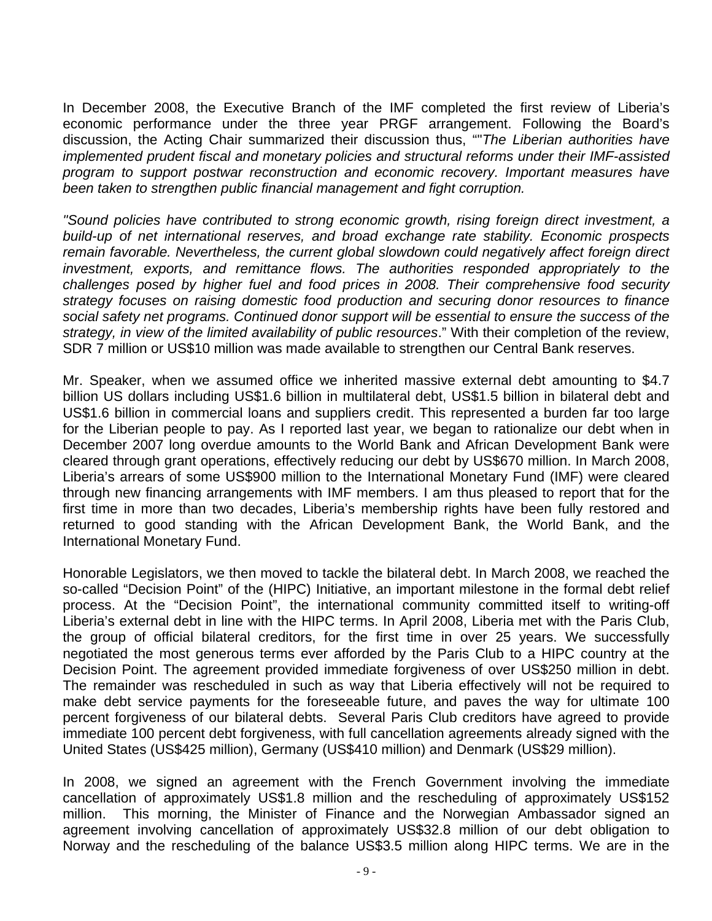In December 2008, the Executive Branch of the IMF completed the first review of Liberia's economic performance under the three year PRGF arrangement. Following the Board's discussion, the Acting Chair summarized their discussion thus, ""*The Liberian authorities have implemented prudent fiscal and monetary policies and structural reforms under their IMF-assisted program to support postwar reconstruction and economic recovery. Important measures have been taken to strengthen public financial management and fight corruption.*

*"Sound policies have contributed to strong economic growth, rising foreign direct investment, a build-up of net international reserves, and broad exchange rate stability. Economic prospects remain favorable. Nevertheless, the current global slowdown could negatively affect foreign direct investment, exports, and remittance flows. The authorities responded appropriately to the challenges posed by higher fuel and food prices in 2008. Their comprehensive food security strategy focuses on raising domestic food production and securing donor resources to finance social safety net programs. Continued donor support will be essential to ensure the success of the strategy, in view of the limited availability of public resources*." With their completion of the review, SDR 7 million or US$10 million was made available to strengthen our Central Bank reserves.

Mr. Speaker, when we assumed office we inherited massive external debt amounting to $4.7 billion US dollars including US$1.6 billion in multilateral debt, US$1.5 billion in bilateral debt and US$1.6 billion in commercial loans and suppliers credit. This represented a burden far too large for the Liberian people to pay. As I reported last year, we began to rationalize our debt when in December 2007 long overdue amounts to the World Bank and African Development Bank were cleared through grant operations, effectively reducing our debt by US$670 million. In March 2008, Liberia's arrears of some US$900 million to the International Monetary Fund (IMF) were cleared through new financing arrangements with IMF members. I am thus pleased to report that for the first time in more than two decades, Liberia's membership rights have been fully restored and returned to good standing with the African Development Bank, the World Bank, and the International Monetary Fund.

Honorable Legislators, we then moved to tackle the bilateral debt. In March 2008, we reached the so-called "Decision Point" of the (HIPC) Initiative, an important milestone in the formal debt relief process. At the "Decision Point", the international community committed itself to writing-off Liberia's external debt in line with the HIPC terms. In April 2008, Liberia met with the Paris Club, the group of official bilateral creditors, for the first time in over 25 years. We successfully negotiated the most generous terms ever afforded by the Paris Club to a HIPC country at the Decision Point. The agreement provided immediate forgiveness of over US$250 million in debt. The remainder was rescheduled in such as way that Liberia effectively will not be required to make debt service payments for the foreseeable future, and paves the way for ultimate 100 percent forgiveness of our bilateral debts. Several Paris Club creditors have agreed to provide immediate 100 percent debt forgiveness, with full cancellation agreements already signed with the United States (US$425 million), Germany (US$410 million) and Denmark (US$29 million).

In 2008, we signed an agreement with the French Government involving the immediate cancellation of approximately US$1.8 million and the rescheduling of approximately US$152 million. This morning, the Minister of Finance and the Norwegian Ambassador signed an agreement involving cancellation of approximately US$32.8 million of our debt obligation to Norway and the rescheduling of the balance US$3.5 million along HIPC terms. We are in the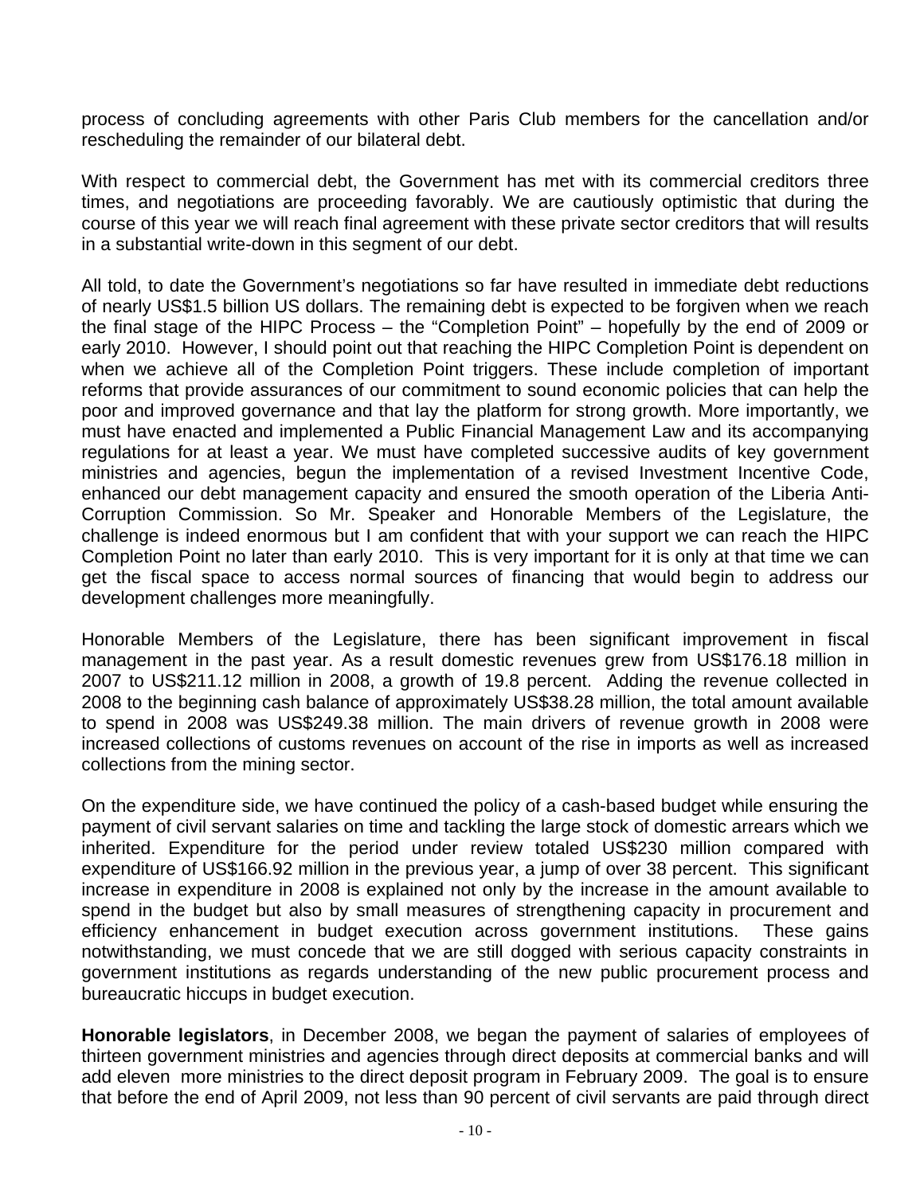process of concluding agreements with other Paris Club members for the cancellation and/or rescheduling the remainder of our bilateral debt.

With respect to commercial debt, the Government has met with its commercial creditors three times, and negotiations are proceeding favorably. We are cautiously optimistic that during the course of this year we will reach final agreement with these private sector creditors that will results in a substantial write-down in this segment of our debt.

All told, to date the Government's negotiations so far have resulted in immediate debt reductions of nearly US$1.5 billion US dollars. The remaining debt is expected to be forgiven when we reach the final stage of the HIPC Process – the "Completion Point" – hopefully by the end of 2009 or early 2010. However, I should point out that reaching the HIPC Completion Point is dependent on when we achieve all of the Completion Point triggers. These include completion of important reforms that provide assurances of our commitment to sound economic policies that can help the poor and improved governance and that lay the platform for strong growth. More importantly, we must have enacted and implemented a Public Financial Management Law and its accompanying regulations for at least a year. We must have completed successive audits of key government ministries and agencies, begun the implementation of a revised Investment Incentive Code, enhanced our debt management capacity and ensured the smooth operation of the Liberia Anti-Corruption Commission. So Mr. Speaker and Honorable Members of the Legislature, the challenge is indeed enormous but I am confident that with your support we can reach the HIPC Completion Point no later than early 2010. This is very important for it is only at that time we can get the fiscal space to access normal sources of financing that would begin to address our development challenges more meaningfully.

Honorable Members of the Legislature, there has been significant improvement in fiscal management in the past year. As a result domestic revenues grew from US$176.18 million in 2007 to US$211.12 million in 2008, a growth of 19.8 percent. Adding the revenue collected in 2008 to the beginning cash balance of approximately US$38.28 million, the total amount available to spend in 2008 was US$249.38 million. The main drivers of revenue growth in 2008 were increased collections of customs revenues on account of the rise in imports as well as increased collections from the mining sector.

On the expenditure side, we have continued the policy of a cash-based budget while ensuring the payment of civil servant salaries on time and tackling the large stock of domestic arrears which we inherited. Expenditure for the period under review totaled US$230 million compared with expenditure of US$166.92 million in the previous year, a jump of over 38 percent. This significant increase in expenditure in 2008 is explained not only by the increase in the amount available to spend in the budget but also by small measures of strengthening capacity in procurement and efficiency enhancement in budget execution across government institutions. These gains notwithstanding, we must concede that we are still dogged with serious capacity constraints in government institutions as regards understanding of the new public procurement process and bureaucratic hiccups in budget execution.

**Honorable legislators**, in December 2008, we began the payment of salaries of employees of thirteen government ministries and agencies through direct deposits at commercial banks and will add eleven more ministries to the direct deposit program in February 2009. The goal is to ensure that before the end of April 2009, not less than 90 percent of civil servants are paid through direct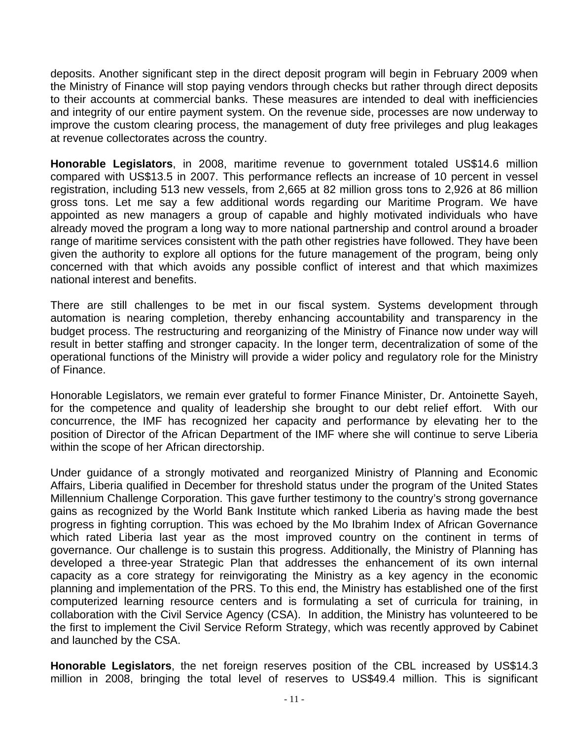deposits. Another significant step in the direct deposit program will begin in February 2009 when the Ministry of Finance will stop paying vendors through checks but rather through direct deposits to their accounts at commercial banks. These measures are intended to deal with inefficiencies and integrity of our entire payment system. On the revenue side, processes are now underway to improve the custom clearing process, the management of duty free privileges and plug leakages at revenue collectorates across the country.

**Honorable Legislators**, in 2008, maritime revenue to government totaled US$14.6 million compared with US$13.5 in 2007. This performance reflects an increase of 10 percent in vessel registration, including 513 new vessels, from 2,665 at 82 million gross tons to 2,926 at 86 million gross tons. Let me say a few additional words regarding our Maritime Program. We have appointed as new managers a group of capable and highly motivated individuals who have already moved the program a long way to more national partnership and control around a broader range of maritime services consistent with the path other registries have followed. They have been given the authority to explore all options for the future management of the program, being only concerned with that which avoids any possible conflict of interest and that which maximizes national interest and benefits.

There are still challenges to be met in our fiscal system. Systems development through automation is nearing completion, thereby enhancing accountability and transparency in the budget process. The restructuring and reorganizing of the Ministry of Finance now under way will result in better staffing and stronger capacity. In the longer term, decentralization of some of the operational functions of the Ministry will provide a wider policy and regulatory role for the Ministry of Finance.

Honorable Legislators, we remain ever grateful to former Finance Minister, Dr. Antoinette Sayeh, for the competence and quality of leadership she brought to our debt relief effort. With our concurrence, the IMF has recognized her capacity and performance by elevating her to the position of Director of the African Department of the IMF where she will continue to serve Liberia within the scope of her African directorship.

Under guidance of a strongly motivated and reorganized Ministry of Planning and Economic Affairs, Liberia qualified in December for threshold status under the program of the United States Millennium Challenge Corporation. This gave further testimony to the country's strong governance gains as recognized by the World Bank Institute which ranked Liberia as having made the best progress in fighting corruption. This was echoed by the Mo Ibrahim Index of African Governance which rated Liberia last year as the most improved country on the continent in terms of governance. Our challenge is to sustain this progress. Additionally, the Ministry of Planning has developed a three-year Strategic Plan that addresses the enhancement of its own internal capacity as a core strategy for reinvigorating the Ministry as a key agency in the economic planning and implementation of the PRS. To this end, the Ministry has established one of the first computerized learning resource centers and is formulating a set of curricula for training, in collaboration with the Civil Service Agency (CSA). In addition, the Ministry has volunteered to be the first to implement the Civil Service Reform Strategy, which was recently approved by Cabinet and launched by the CSA.

**Honorable Legislators**, the net foreign reserves position of the CBL increased by US$14.3 million in 2008, bringing the total level of reserves to US$49.4 million. This is significant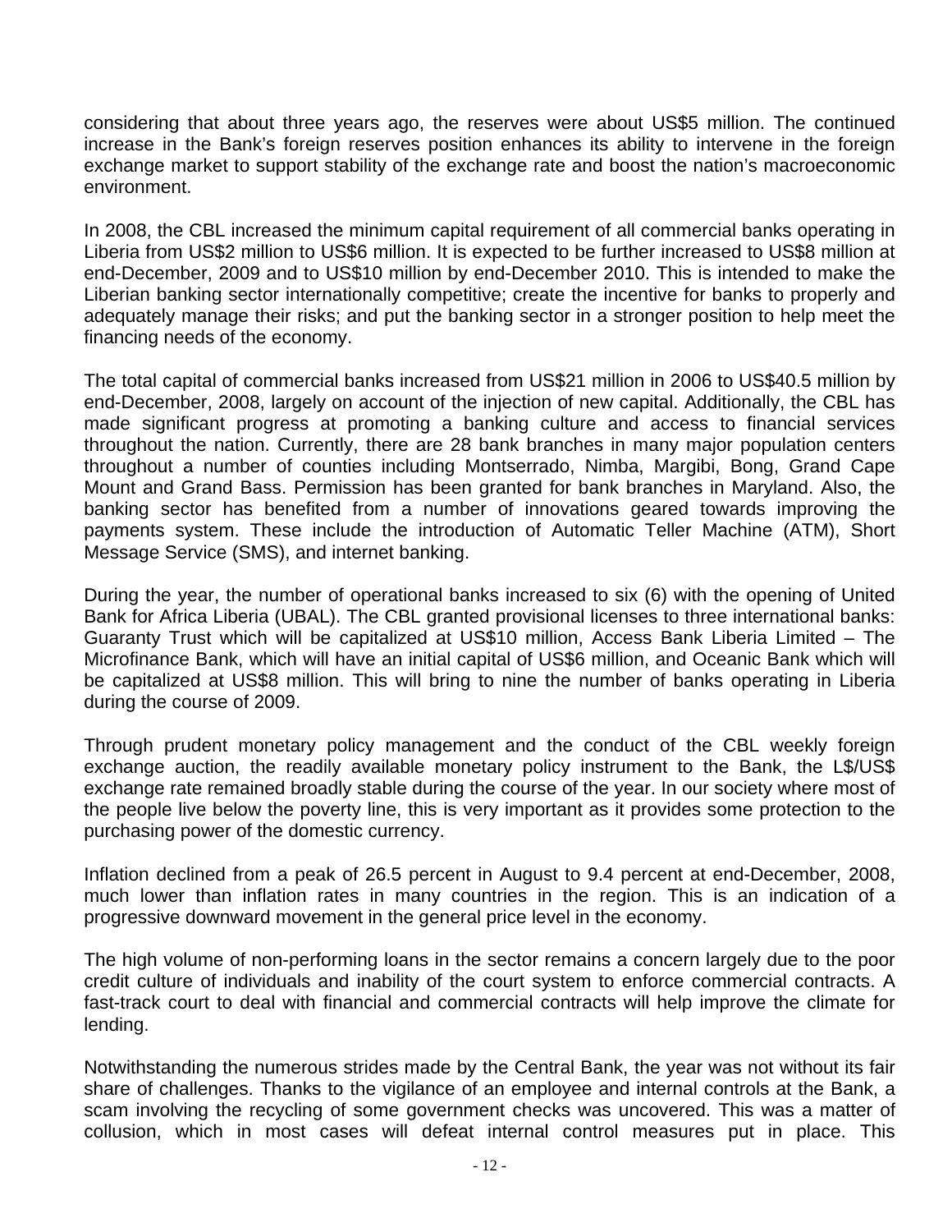considering that about three years ago, the reserves were about US$5 million. The continued increase in the Bank's foreign reserves position enhances its ability to intervene in the foreign exchange market to support stability of the exchange rate and boost the nation's macroeconomic environment.

In 2008, the CBL increased the minimum capital requirement of all commercial banks operating in Liberia from US$2 million to US$6 million. It is expected to be further increased to US$8 million at end-December, 2009 and to US$10 million by end-December 2010. This is intended to make the Liberian banking sector internationally competitive; create the incentive for banks to properly and adequately manage their risks; and put the banking sector in a stronger position to help meet the financing needs of the economy.

The total capital of commercial banks increased from US$21 million in 2006 to US$40.5 million by end-December, 2008, largely on account of the injection of new capital. Additionally, the CBL has made significant progress at promoting a banking culture and access to financial services throughout the nation. Currently, there are 28 bank branches in many major population centers throughout a number of counties including Montserrado, Nimba, Margibi, Bong, Grand Cape Mount and Grand Bass. Permission has been granted for bank branches in Maryland. Also, the banking sector has benefited from a number of innovations geared towards improving the payments system. These include the introduction of Automatic Teller Machine (ATM), Short Message Service (SMS), and internet banking.

During the year, the number of operational banks increased to six (6) with the opening of United Bank for Africa Liberia (UBAL). The CBL granted provisional licenses to three international banks: Guaranty Trust which will be capitalized at US$10 million, Access Bank Liberia Limited – The Microfinance Bank, which will have an initial capital of US$6 million, and Oceanic Bank which will be capitalized at US$8 million. This will bring to nine the number of banks operating in Liberia during the course of 2009.

Through prudent monetary policy management and the conduct of the CBL weekly foreign exchange auction, the readily available monetary policy instrument to the Bank, the L$/US$ exchange rate remained broadly stable during the course of the year. In our society where most of the people live below the poverty line, this is very important as it provides some protection to the purchasing power of the domestic currency.

Inflation declined from a peak of 26.5 percent in August to 9.4 percent at end-December, 2008, much lower than inflation rates in many countries in the region. This is an indication of a progressive downward movement in the general price level in the economy.

The high volume of non-performing loans in the sector remains a concern largely due to the poor credit culture of individuals and inability of the court system to enforce commercial contracts. A fast-track court to deal with financial and commercial contracts will help improve the climate for lending.

Notwithstanding the numerous strides made by the Central Bank, the year was not without its fair share of challenges. Thanks to the vigilance of an employee and internal controls at the Bank, a scam involving the recycling of some government checks was uncovered. This was a matter of collusion, which in most cases will defeat internal control measures put in place. This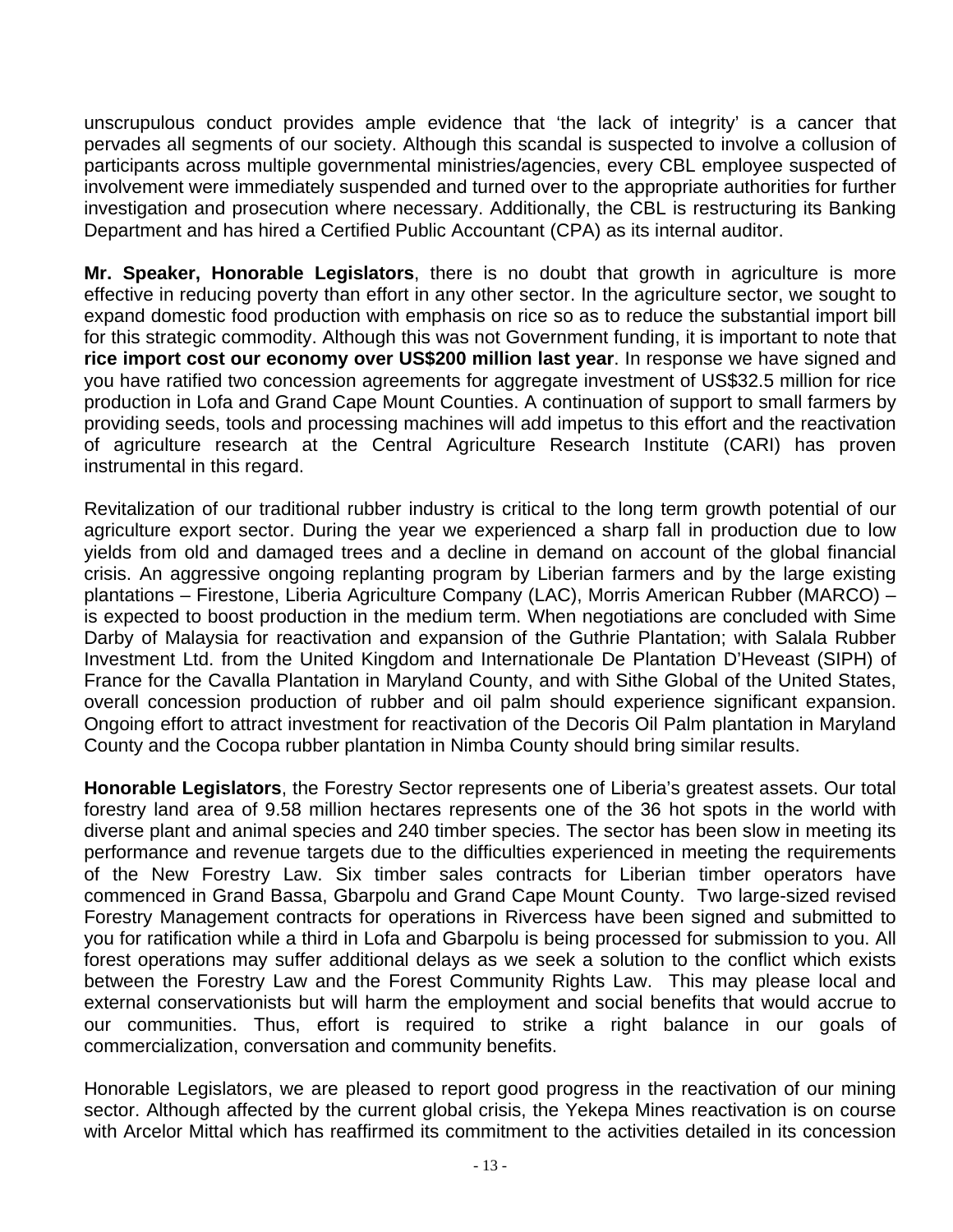unscrupulous conduct provides ample evidence that 'the lack of integrity' is a cancer that pervades all segments of our society. Although this scandal is suspected to involve a collusion of participants across multiple governmental ministries/agencies, every CBL employee suspected of involvement were immediately suspended and turned over to the appropriate authorities for further investigation and prosecution where necessary. Additionally, the CBL is restructuring its Banking Department and has hired a Certified Public Accountant (CPA) as its internal auditor.

**Mr. Speaker, Honorable Legislators**, there is no doubt that growth in agriculture is more effective in reducing poverty than effort in any other sector. In the agriculture sector, we sought to expand domestic food production with emphasis on rice so as to reduce the substantial import bill for this strategic commodity. Although this was not Government funding, it is important to note that **rice import cost our economy over US$200 million last year**. In response we have signed and you have ratified two concession agreements for aggregate investment of US$32.5 million for rice production in Lofa and Grand Cape Mount Counties. A continuation of support to small farmers by providing seeds, tools and processing machines will add impetus to this effort and the reactivation of agriculture research at the Central Agriculture Research Institute (CARI) has proven instrumental in this regard.

Revitalization of our traditional rubber industry is critical to the long term growth potential of our agriculture export sector. During the year we experienced a sharp fall in production due to low yields from old and damaged trees and a decline in demand on account of the global financial crisis. An aggressive ongoing replanting program by Liberian farmers and by the large existing plantations – Firestone, Liberia Agriculture Company (LAC), Morris American Rubber (MARCO) – is expected to boost production in the medium term. When negotiations are concluded with Sime Darby of Malaysia for reactivation and expansion of the Guthrie Plantation; with Salala Rubber Investment Ltd. from the United Kingdom and Internationale De Plantation D'Heveast (SIPH) of France for the Cavalla Plantation in Maryland County, and with Sithe Global of the United States, overall concession production of rubber and oil palm should experience significant expansion. Ongoing effort to attract investment for reactivation of the Decoris Oil Palm plantation in Maryland County and the Cocopa rubber plantation in Nimba County should bring similar results.

**Honorable Legislators**, the Forestry Sector represents one of Liberia's greatest assets. Our total forestry land area of 9.58 million hectares represents one of the 36 hot spots in the world with diverse plant and animal species and 240 timber species. The sector has been slow in meeting its performance and revenue targets due to the difficulties experienced in meeting the requirements of the New Forestry Law. Six timber sales contracts for Liberian timber operators have commenced in Grand Bassa, Gbarpolu and Grand Cape Mount County. Two large-sized revised Forestry Management contracts for operations in Rivercess have been signed and submitted to you for ratification while a third in Lofa and Gbarpolu is being processed for submission to you. All forest operations may suffer additional delays as we seek a solution to the conflict which exists between the Forestry Law and the Forest Community Rights Law. This may please local and external conservationists but will harm the employment and social benefits that would accrue to our communities. Thus, effort is required to strike a right balance in our goals of commercialization, conversation and community benefits.

Honorable Legislators, we are pleased to report good progress in the reactivation of our mining sector. Although affected by the current global crisis, the Yekepa Mines reactivation is on course with Arcelor Mittal which has reaffirmed its commitment to the activities detailed in its concession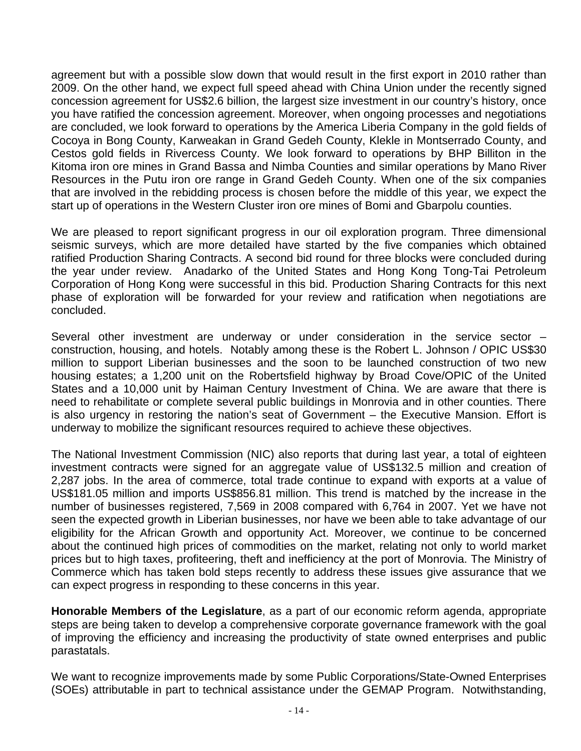agreement but with a possible slow down that would result in the first export in 2010 rather than 2009. On the other hand, we expect full speed ahead with China Union under the recently signed concession agreement for US$2.6 billion, the largest size investment in our country's history, once you have ratified the concession agreement. Moreover, when ongoing processes and negotiations are concluded, we look forward to operations by the America Liberia Company in the gold fields of Cocoya in Bong County, Karweakan in Grand Gedeh County, Klekle in Montserrado County, and Cestos gold fields in Rivercess County. We look forward to operations by BHP Billiton in the Kitoma iron ore mines in Grand Bassa and Nimba Counties and similar operations by Mano River Resources in the Putu iron ore range in Grand Gedeh County. When one of the six companies that are involved in the rebidding process is chosen before the middle of this year, we expect the start up of operations in the Western Cluster iron ore mines of Bomi and Gbarpolu counties.

We are pleased to report significant progress in our oil exploration program. Three dimensional seismic surveys, which are more detailed have started by the five companies which obtained ratified Production Sharing Contracts. A second bid round for three blocks were concluded during the year under review. Anadarko of the United States and Hong Kong Tong-Tai Petroleum Corporation of Hong Kong were successful in this bid. Production Sharing Contracts for this next phase of exploration will be forwarded for your review and ratification when negotiations are concluded.

Several other investment are underway or under consideration in the service sector – construction, housing, and hotels. Notably among these is the Robert L. Johnson / OPIC US$30 million to support Liberian businesses and the soon to be launched construction of two new housing estates; a 1,200 unit on the Robertsfield highway by Broad Cove/OPIC of the United States and a 10,000 unit by Haiman Century Investment of China. We are aware that there is need to rehabilitate or complete several public buildings in Monrovia and in other counties. There is also urgency in restoring the nation's seat of Government – the Executive Mansion. Effort is underway to mobilize the significant resources required to achieve these objectives.

The National Investment Commission (NIC) also reports that during last year, a total of eighteen investment contracts were signed for an aggregate value of US$132.5 million and creation of 2,287 jobs. In the area of commerce, total trade continue to expand with exports at a value of US$181.05 million and imports US$856.81 million. This trend is matched by the increase in the number of businesses registered, 7,569 in 2008 compared with 6,764 in 2007. Yet we have not seen the expected growth in Liberian businesses, nor have we been able to take advantage of our eligibility for the African Growth and opportunity Act. Moreover, we continue to be concerned about the continued high prices of commodities on the market, relating not only to world market prices but to high taxes, profiteering, theft and inefficiency at the port of Monrovia. The Ministry of Commerce which has taken bold steps recently to address these issues give assurance that we can expect progress in responding to these concerns in this year.

**Honorable Members of the Legislature**, as a part of our economic reform agenda, appropriate steps are being taken to develop a comprehensive corporate governance framework with the goal of improving the efficiency and increasing the productivity of state owned enterprises and public parastatals.

We want to recognize improvements made by some Public Corporations/State-Owned Enterprises (SOEs) attributable in part to technical assistance under the GEMAP Program. Notwithstanding,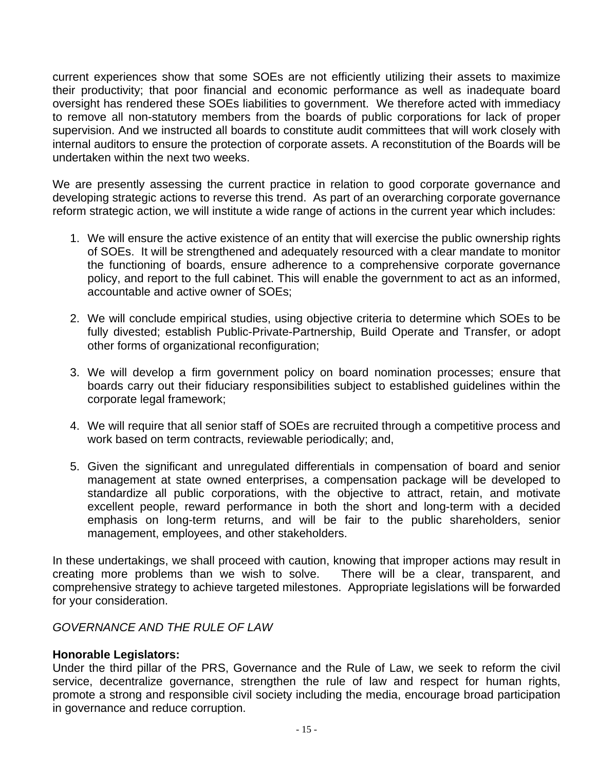current experiences show that some SOEs are not efficiently utilizing their assets to maximize their productivity; that poor financial and economic performance as well as inadequate board oversight has rendered these SOEs liabilities to government. We therefore acted with immediacy to remove all non-statutory members from the boards of public corporations for lack of proper supervision. And we instructed all boards to constitute audit committees that will work closely with internal auditors to ensure the protection of corporate assets. A reconstitution of the Boards will be undertaken within the next two weeks.

We are presently assessing the current practice in relation to good corporate governance and developing strategic actions to reverse this trend. As part of an overarching corporate governance reform strategic action, we will institute a wide range of actions in the current year which includes:

1. We will ensure the active existence of an entity that will exercise the public ownership rights of SOEs. It will be strengthened and adequately resourced with a clear mandate to monitor the functioning of boards, ensure adherence to a comprehensive corporate governance policy, and report to the full cabinet. This will enable the government to act as an informed, accountable and active owner of SOEs;

2. We will conclude empirical studies, using objective criteria to determine which SOEs to be fully divested; establish Public-Private-Partnership, Build Operate and Transfer, or adopt other forms of organizational reconfiguration;

3. We will develop a firm government policy on board nomination processes; ensure that boards carry out their fiduciary responsibilities subject to established guidelines within the corporate legal framework;

4. We will require that all senior staff of SOEs are recruited through a competitive process and work based on term contracts, reviewable periodically; and,

5. Given the significant and unregulated differentials in compensation of board and senior management at state owned enterprises, a compensation package will be developed to standardize all public corporations, with the objective to attract, retain, and motivate excellent people, reward performance in both the short and long-term with a decided emphasis on long-term returns, and will be fair to the public shareholders, senior management, employees, and other stakeholders.

In these undertakings, we shall proceed with caution, knowing that improper actions may result in creating more problems than we wish to solve. There will be a clear, transparent, and comprehensive strategy to achieve targeted milestones. Appropriate legislations will be forwarded for your consideration.

*GOVERNANCE AND THE RULE OF LAW*

**Honorable Legislators:**
Under the third pillar of the PRS, Governance and the Rule of Law, we seek to reform the civil service, decentralize governance, strengthen the rule of law and respect for human rights, promote a strong and responsible civil society including the media, encourage broad participation in governance and reduce corruption.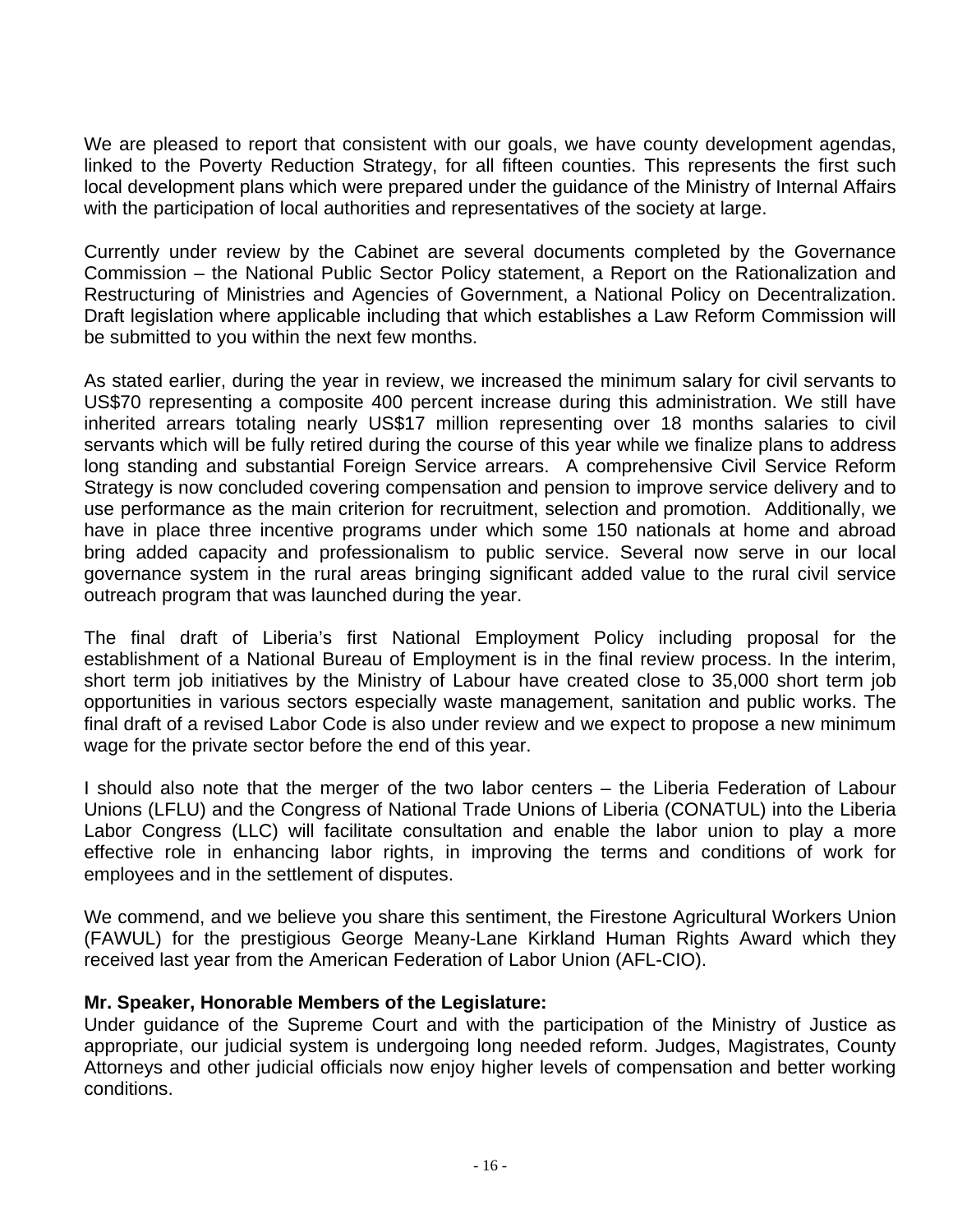We are pleased to report that consistent with our goals, we have county development agendas, linked to the Poverty Reduction Strategy, for all fifteen counties. This represents the first such local development plans which were prepared under the guidance of the Ministry of Internal Affairs with the participation of local authorities and representatives of the society at large.

Currently under review by the Cabinet are several documents completed by the Governance Commission – the National Public Sector Policy statement, a Report on the Rationalization and Restructuring of Ministries and Agencies of Government, a National Policy on Decentralization. Draft legislation where applicable including that which establishes a Law Reform Commission will be submitted to you within the next few months.

As stated earlier, during the year in review, we increased the minimum salary for civil servants to US$70 representing a composite 400 percent increase during this administration. We still have inherited arrears totaling nearly US$17 million representing over 18 months salaries to civil servants which will be fully retired during the course of this year while we finalize plans to address long standing and substantial Foreign Service arrears. A comprehensive Civil Service Reform Strategy is now concluded covering compensation and pension to improve service delivery and to use performance as the main criterion for recruitment, selection and promotion. Additionally, we have in place three incentive programs under which some 150 nationals at home and abroad bring added capacity and professionalism to public service. Several now serve in our local governance system in the rural areas bringing significant added value to the rural civil service outreach program that was launched during the year.

The final draft of Liberia's first National Employment Policy including proposal for the establishment of a National Bureau of Employment is in the final review process. In the interim, short term job initiatives by the Ministry of Labour have created close to 35,000 short term job opportunities in various sectors especially waste management, sanitation and public works. The final draft of a revised Labor Code is also under review and we expect to propose a new minimum wage for the private sector before the end of this year.

I should also note that the merger of the two labor centers – the Liberia Federation of Labour Unions (LFLU) and the Congress of National Trade Unions of Liberia (CONATUL) into the Liberia Labor Congress (LLC) will facilitate consultation and enable the labor union to play a more effective role in enhancing labor rights, in improving the terms and conditions of work for employees and in the settlement of disputes.

We commend, and we believe you share this sentiment, the Firestone Agricultural Workers Union (FAWUL) for the prestigious George Meany-Lane Kirkland Human Rights Award which they received last year from the American Federation of Labor Union (AFL-CIO).

**Mr. Speaker, Honorable Members of the Legislature:**

Under guidance of the Supreme Court and with the participation of the Ministry of Justice as appropriate, our judicial system is undergoing long needed reform. Judges, Magistrates, County Attorneys and other judicial officials now enjoy higher levels of compensation and better working conditions.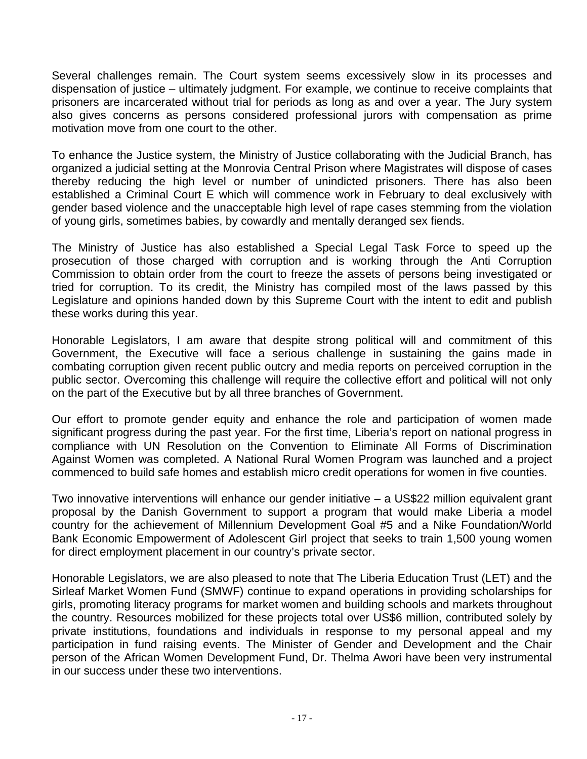Several challenges remain. The Court system seems excessively slow in its processes and dispensation of justice – ultimately judgment. For example, we continue to receive complaints that prisoners are incarcerated without trial for periods as long as and over a year. The Jury system also gives concerns as persons considered professional jurors with compensation as prime motivation move from one court to the other.

To enhance the Justice system, the Ministry of Justice collaborating with the Judicial Branch, has organized a judicial setting at the Monrovia Central Prison where Magistrates will dispose of cases thereby reducing the high level or number of unindicted prisoners. There has also been established a Criminal Court E which will commence work in February to deal exclusively with gender based violence and the unacceptable high level of rape cases stemming from the violation of young girls, sometimes babies, by cowardly and mentally deranged sex fiends.

The Ministry of Justice has also established a Special Legal Task Force to speed up the prosecution of those charged with corruption and is working through the Anti Corruption Commission to obtain order from the court to freeze the assets of persons being investigated or tried for corruption. To its credit, the Ministry has compiled most of the laws passed by this Legislature and opinions handed down by this Supreme Court with the intent to edit and publish these works during this year.

Honorable Legislators, I am aware that despite strong political will and commitment of this Government, the Executive will face a serious challenge in sustaining the gains made in combating corruption given recent public outcry and media reports on perceived corruption in the public sector. Overcoming this challenge will require the collective effort and political will not only on the part of the Executive but by all three branches of Government.

Our effort to promote gender equity and enhance the role and participation of women made significant progress during the past year. For the first time, Liberia's report on national progress in compliance with UN Resolution on the Convention to Eliminate All Forms of Discrimination Against Women was completed. A National Rural Women Program was launched and a project commenced to build safe homes and establish micro credit operations for women in five counties.

Two innovative interventions will enhance our gender initiative – a US$22 million equivalent grant proposal by the Danish Government to support a program that would make Liberia a model country for the achievement of Millennium Development Goal #5 and a Nike Foundation/World Bank Economic Empowerment of Adolescent Girl project that seeks to train 1,500 young women for direct employment placement in our country's private sector.

Honorable Legislators, we are also pleased to note that The Liberia Education Trust (LET) and the Sirleaf Market Women Fund (SMWF) continue to expand operations in providing scholarships for girls, promoting literacy programs for market women and building schools and markets throughout the country. Resources mobilized for these projects total over US$6 million, contributed solely by private institutions, foundations and individuals in response to my personal appeal and my participation in fund raising events. The Minister of Gender and Development and the Chair person of the African Women Development Fund, Dr. Thelma Awori have been very instrumental in our success under these two interventions.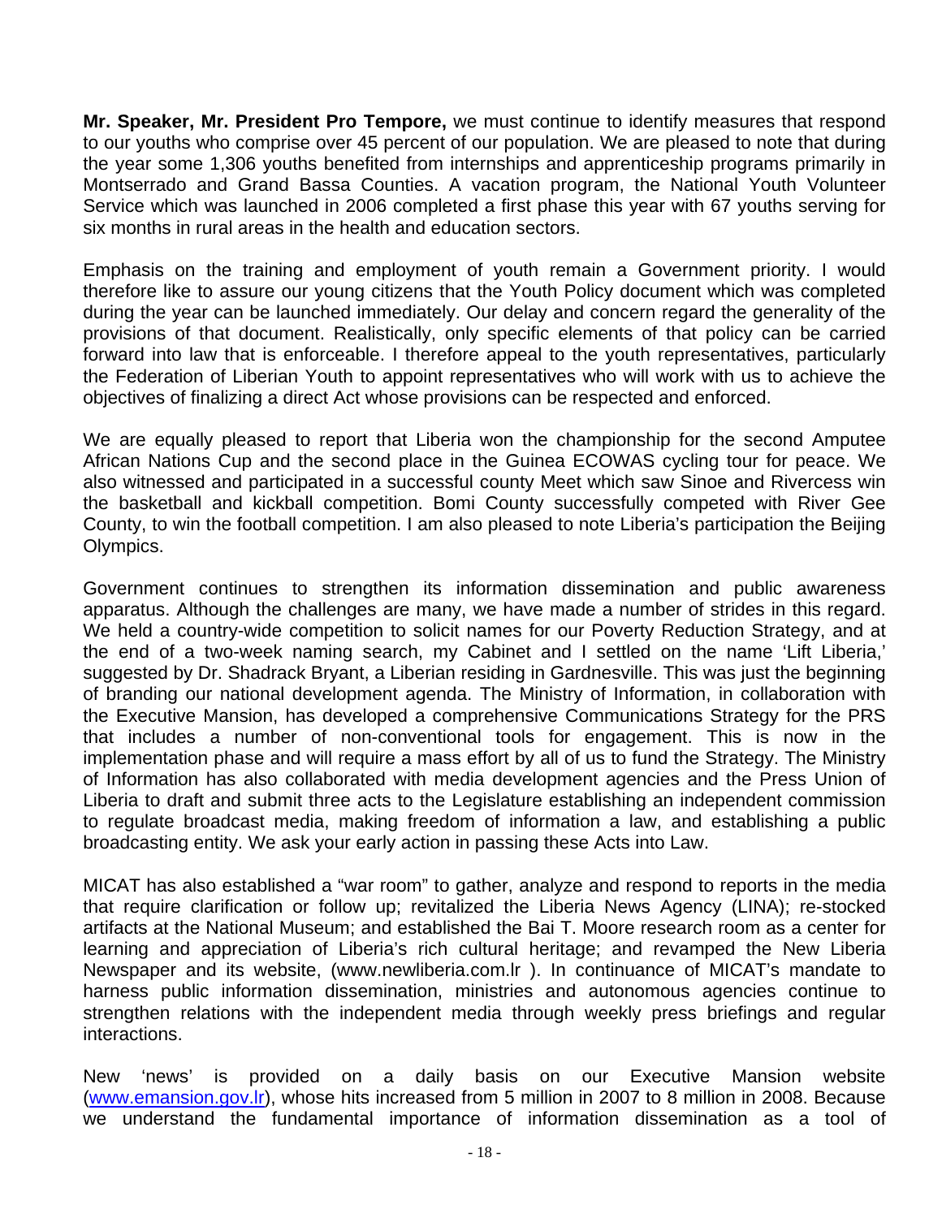**Mr. Speaker, Mr. President Pro Tempore,** we must continue to identify measures that respond to our youths who comprise over 45 percent of our population. We are pleased to note that during the year some 1,306 youths benefited from internships and apprenticeship programs primarily in Montserrado and Grand Bassa Counties. A vacation program, the National Youth Volunteer Service which was launched in 2006 completed a first phase this year with 67 youths serving for six months in rural areas in the health and education sectors.

Emphasis on the training and employment of youth remain a Government priority. I would therefore like to assure our young citizens that the Youth Policy document which was completed during the year can be launched immediately. Our delay and concern regard the generality of the provisions of that document. Realistically, only specific elements of that policy can be carried forward into law that is enforceable. I therefore appeal to the youth representatives, particularly the Federation of Liberian Youth to appoint representatives who will work with us to achieve the objectives of finalizing a direct Act whose provisions can be respected and enforced.

We are equally pleased to report that Liberia won the championship for the second Amputee African Nations Cup and the second place in the Guinea ECOWAS cycling tour for peace. We also witnessed and participated in a successful county Meet which saw Sinoe and Rivercess win the basketball and kickball competition. Bomi County successfully competed with River Gee County, to win the football competition. I am also pleased to note Liberia's participation the Beijing Olympics.

Government continues to strengthen its information dissemination and public awareness apparatus. Although the challenges are many, we have made a number of strides in this regard. We held a country-wide competition to solicit names for our Poverty Reduction Strategy, and at the end of a two-week naming search, my Cabinet and I settled on the name 'Lift Liberia,' suggested by Dr. Shadrack Bryant, a Liberian residing in Gardnesville. This was just the beginning of branding our national development agenda. The Ministry of Information, in collaboration with the Executive Mansion, has developed a comprehensive Communications Strategy for the PRS that includes a number of non-conventional tools for engagement. This is now in the implementation phase and will require a mass effort by all of us to fund the Strategy. The Ministry of Information has also collaborated with media development agencies and the Press Union of Liberia to draft and submit three acts to the Legislature establishing an independent commission to regulate broadcast media, making freedom of information a law, and establishing a public broadcasting entity. We ask your early action in passing these Acts into Law.

MICAT has also established a "war room" to gather, analyze and respond to reports in the media that require clarification or follow up; revitalized the Liberia News Agency (LINA); re-stocked artifacts at the National Museum; and established the Bai T. Moore research room as a center for learning and appreciation of Liberia's rich cultural heritage; and revamped the New Liberia Newspaper and its website, (www.newliberia.com.lr ). In continuance of MICAT's mandate to harness public information dissemination, ministries and autonomous agencies continue to strengthen relations with the independent media through weekly press briefings and regular interactions.

New 'news' is provided on a daily basis on our Executive Mansion website ([www.emansion.gov.lr](www.emansion.gov.lr)), whose hits increased from 5 million in 2007 to 8 million in 2008. Because we understand the fundamental importance of information dissemination as a tool of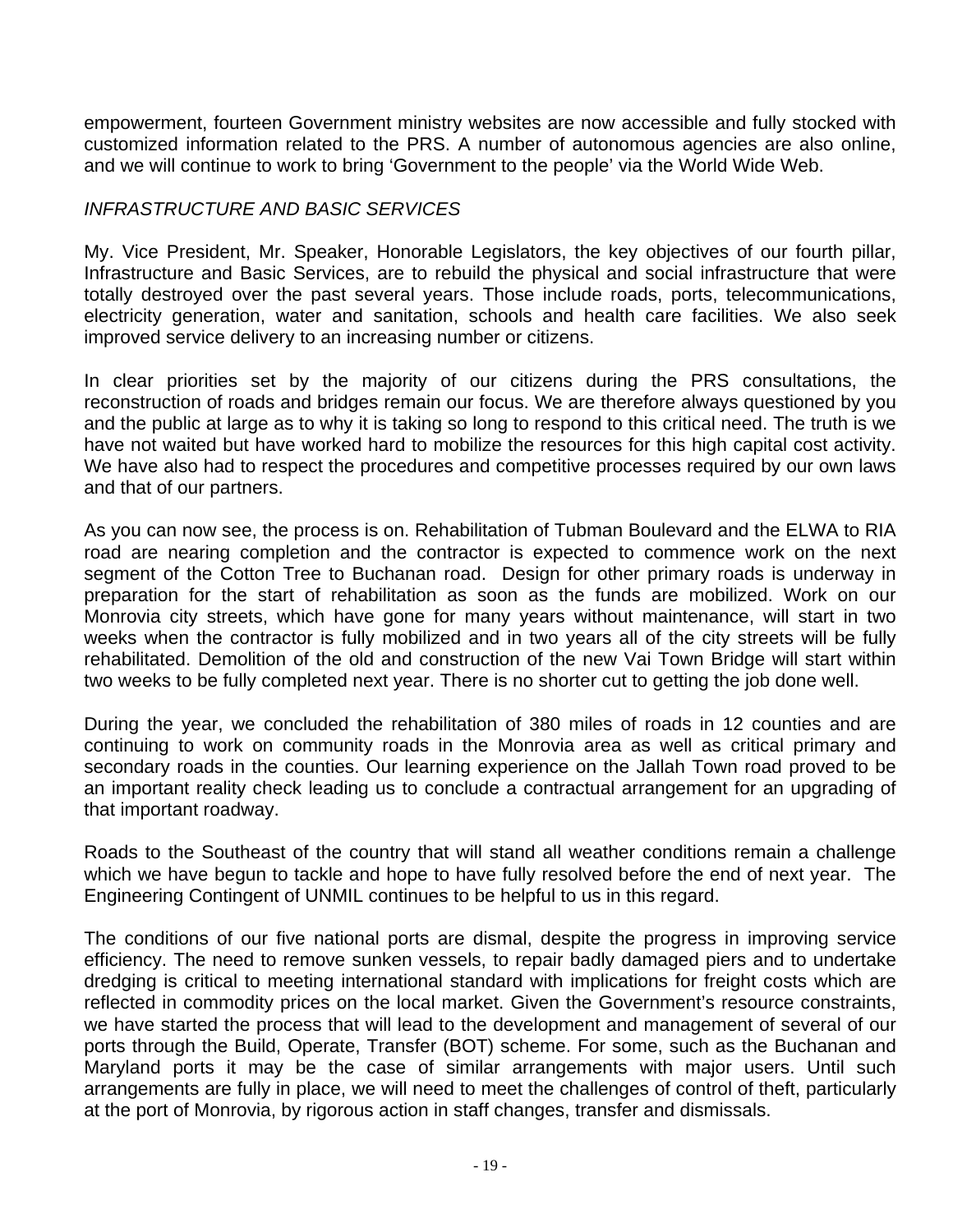empowerment, fourteen Government ministry websites are now accessible and fully stocked with customized information related to the PRS. A number of autonomous agencies are also online, and we will continue to work to bring 'Government to the people' via the World Wide Web.

*INFRASTRUCTURE AND BASIC SERVICES*

My. Vice President, Mr. Speaker, Honorable Legislators, the key objectives of our fourth pillar, Infrastructure and Basic Services, are to rebuild the physical and social infrastructure that were totally destroyed over the past several years. Those include roads, ports, telecommunications, electricity generation, water and sanitation, schools and health care facilities. We also seek improved service delivery to an increasing number or citizens.

In clear priorities set by the majority of our citizens during the PRS consultations, the reconstruction of roads and bridges remain our focus. We are therefore always questioned by you and the public at large as to why it is taking so long to respond to this critical need. The truth is we have not waited but have worked hard to mobilize the resources for this high capital cost activity. We have also had to respect the procedures and competitive processes required by our own laws and that of our partners.

As you can now see, the process is on. Rehabilitation of Tubman Boulevard and the ELWA to RIA road are nearing completion and the contractor is expected to commence work on the next segment of the Cotton Tree to Buchanan road. Design for other primary roads is underway in preparation for the start of rehabilitation as soon as the funds are mobilized. Work on our Monrovia city streets, which have gone for many years without maintenance, will start in two weeks when the contractor is fully mobilized and in two years all of the city streets will be fully rehabilitated. Demolition of the old and construction of the new Vai Town Bridge will start within two weeks to be fully completed next year. There is no shorter cut to getting the job done well.

During the year, we concluded the rehabilitation of 380 miles of roads in 12 counties and are continuing to work on community roads in the Monrovia area as well as critical primary and secondary roads in the counties. Our learning experience on the Jallah Town road proved to be an important reality check leading us to conclude a contractual arrangement for an upgrading of that important roadway.

Roads to the Southeast of the country that will stand all weather conditions remain a challenge which we have begun to tackle and hope to have fully resolved before the end of next year. The Engineering Contingent of UNMIL continues to be helpful to us in this regard.

The conditions of our five national ports are dismal, despite the progress in improving service efficiency. The need to remove sunken vessels, to repair badly damaged piers and to undertake dredging is critical to meeting international standard with implications for freight costs which are reflected in commodity prices on the local market. Given the Government's resource constraints, we have started the process that will lead to the development and management of several of our ports through the Build, Operate, Transfer (BOT) scheme. For some, such as the Buchanan and Maryland ports it may be the case of similar arrangements with major users. Until such arrangements are fully in place, we will need to meet the challenges of control of theft, particularly at the port of Monrovia, by rigorous action in staff changes, transfer and dismissals.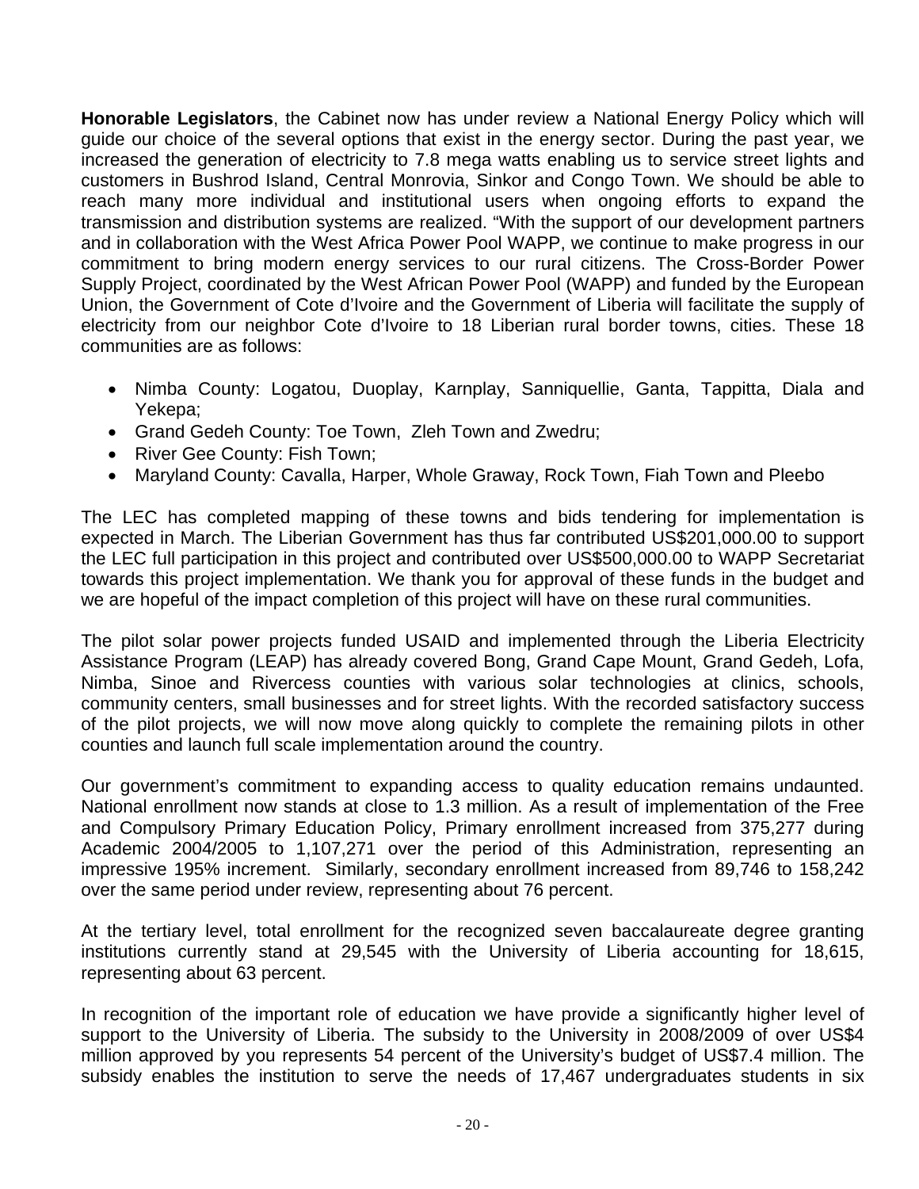**Honorable Legislators**, the Cabinet now has under review a National Energy Policy which will guide our choice of the several options that exist in the energy sector. During the past year, we increased the generation of electricity to 7.8 mega watts enabling us to service street lights and customers in Bushrod Island, Central Monrovia, Sinkor and Congo Town. We should be able to reach many more individual and institutional users when ongoing efforts to expand the transmission and distribution systems are realized. "With the support of our development partners and in collaboration with the West Africa Power Pool WAPP, we continue to make progress in our commitment to bring modern energy services to our rural citizens. The Cross-Border Power Supply Project, coordinated by the West African Power Pool (WAPP) and funded by the European Union, the Government of Cote d'Ivoire and the Government of Liberia will facilitate the supply of electricity from our neighbor Cote d'Ivoire to 18 Liberian rural border towns, cities. These 18 communities are as follows:

- Nimba County: Logatou, Duoplay, Karnplay, Sanniquellie, Ganta, Tappitta, Diala and Yekepa;
- Grand Gedeh County: Toe Town, Zleh Town and Zwedru;
- River Gee County: Fish Town;
- Maryland County: Cavalla, Harper, Whole Graway, Rock Town, Fiah Town and Pleebo

The LEC has completed mapping of these towns and bids tendering for implementation is expected in March. The Liberian Government has thus far contributed US$201,000.00 to support the LEC full participation in this project and contributed over US$500,000.00 to WAPP Secretariat towards this project implementation. We thank you for approval of these funds in the budget and we are hopeful of the impact completion of this project will have on these rural communities.

The pilot solar power projects funded USAID and implemented through the Liberia Electricity Assistance Program (LEAP) has already covered Bong, Grand Cape Mount, Grand Gedeh, Lofa, Nimba, Sinoe and Rivercess counties with various solar technologies at clinics, schools, community centers, small businesses and for street lights. With the recorded satisfactory success of the pilot projects, we will now move along quickly to complete the remaining pilots in other counties and launch full scale implementation around the country.

Our government's commitment to expanding access to quality education remains undaunted. National enrollment now stands at close to 1.3 million. As a result of implementation of the Free and Compulsory Primary Education Policy, Primary enrollment increased from 375,277 during Academic 2004/2005 to 1,107,271 over the period of this Administration, representing an impressive 195% increment. Similarly, secondary enrollment increased from 89,746 to 158,242 over the same period under review, representing about 76 percent.

At the tertiary level, total enrollment for the recognized seven baccalaureate degree granting institutions currently stand at 29,545 with the University of Liberia accounting for 18,615, representing about 63 percent.

In recognition of the important role of education we have provide a significantly higher level of support to the University of Liberia. The subsidy to the University in 2008/2009 of over US$4 million approved by you represents 54 percent of the University's budget of US$7.4 million. The subsidy enables the institution to serve the needs of 17,467 undergraduates students in six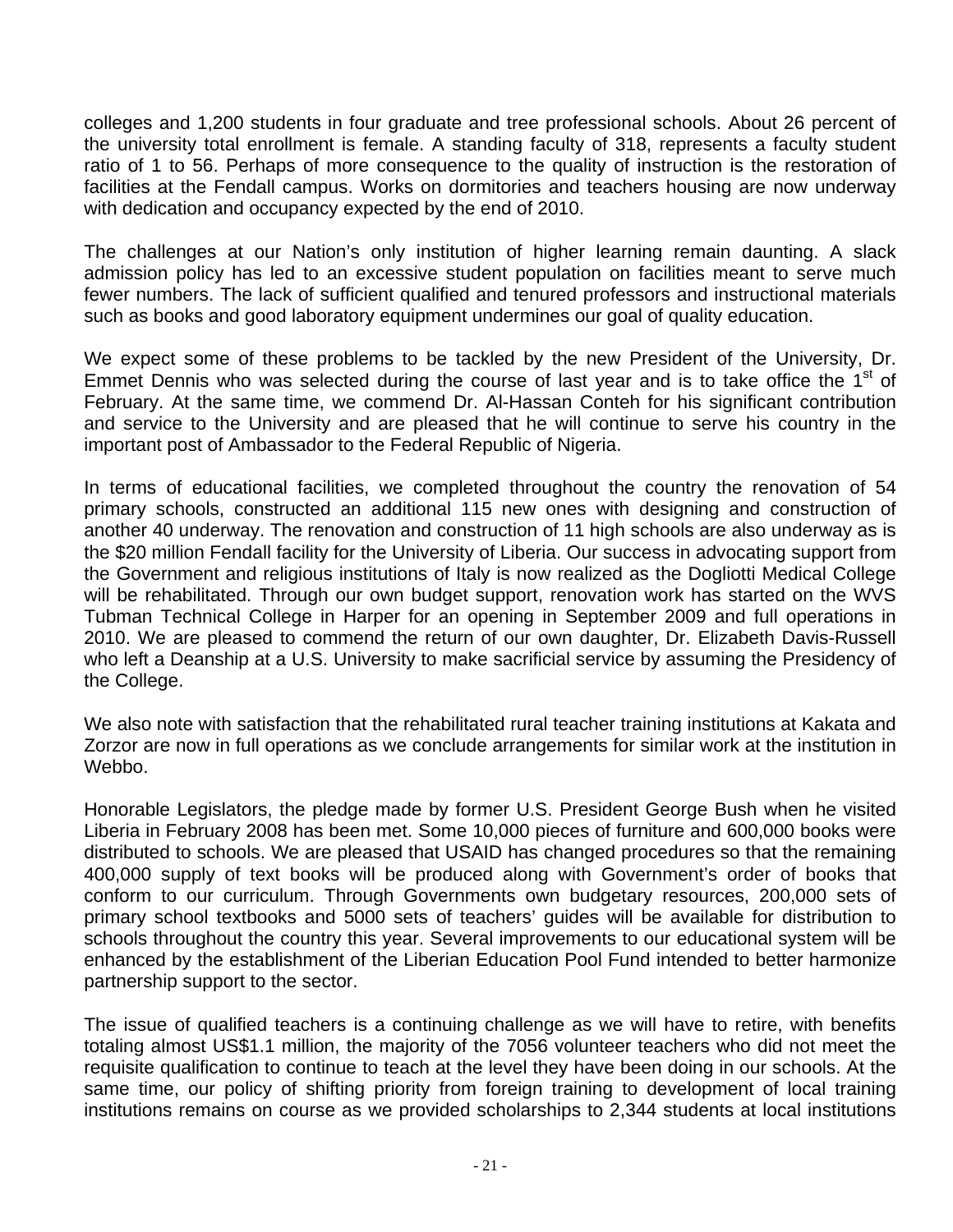colleges and 1,200 students in four graduate and tree professional schools. About 26 percent of the university total enrollment is female. A standing faculty of 318, represents a faculty student ratio of 1 to 56. Perhaps of more consequence to the quality of instruction is the restoration of facilities at the Fendall campus. Works on dormitories and teachers housing are now underway with dedication and occupancy expected by the end of 2010.

The challenges at our Nation's only institution of higher learning remain daunting. A slack admission policy has led to an excessive student population on facilities meant to serve much fewer numbers. The lack of sufficient qualified and tenured professors and instructional materials such as books and good laboratory equipment undermines our goal of quality education.

We expect some of these problems to be tackled by the new President of the University, Dr. Emmet Dennis who was selected during the course of last year and is to take office the 1st of February. At the same time, we commend Dr. Al-Hassan Conteh for his significant contribution and service to the University and are pleased that he will continue to serve his country in the important post of Ambassador to the Federal Republic of Nigeria.

In terms of educational facilities, we completed throughout the country the renovation of 54 primary schools, constructed an additional 115 new ones with designing and construction of another 40 underway. The renovation and construction of 11 high schools are also underway as is the $20 million Fendall facility for the University of Liberia. Our success in advocating support from the Government and religious institutions of Italy is now realized as the Dogliotti Medical College will be rehabilitated. Through our own budget support, renovation work has started on the WVS Tubman Technical College in Harper for an opening in September 2009 and full operations in 2010. We are pleased to commend the return of our own daughter, Dr. Elizabeth Davis-Russell who left a Deanship at a U.S. University to make sacrificial service by assuming the Presidency of the College.

We also note with satisfaction that the rehabilitated rural teacher training institutions at Kakata and Zorzor are now in full operations as we conclude arrangements for similar work at the institution in Webbo.

Honorable Legislators, the pledge made by former U.S. President George Bush when he visited Liberia in February 2008 has been met. Some 10,000 pieces of furniture and 600,000 books were distributed to schools. We are pleased that USAID has changed procedures so that the remaining 400,000 supply of text books will be produced along with Government's order of books that conform to our curriculum. Through Governments own budgetary resources, 200,000 sets of primary school textbooks and 5000 sets of teachers' guides will be available for distribution to schools throughout the country this year. Several improvements to our educational system will be enhanced by the establishment of the Liberian Education Pool Fund intended to better harmonize partnership support to the sector.

The issue of qualified teachers is a continuing challenge as we will have to retire, with benefits totaling almost US$1.1 million, the majority of the 7056 volunteer teachers who did not meet the requisite qualification to continue to teach at the level they have been doing in our schools. At the same time, our policy of shifting priority from foreign training to development of local training institutions remains on course as we provided scholarships to 2,344 students at local institutions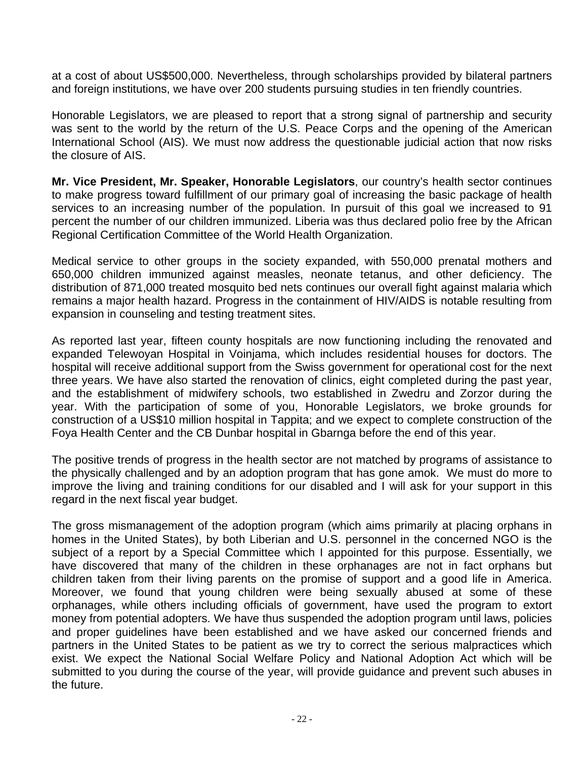at a cost of about US$500,000. Nevertheless, through scholarships provided by bilateral partners and foreign institutions, we have over 200 students pursuing studies in ten friendly countries.

Honorable Legislators, we are pleased to report that a strong signal of partnership and security was sent to the world by the return of the U.S. Peace Corps and the opening of the American International School (AIS). We must now address the questionable judicial action that now risks the closure of AIS.

**Mr. Vice President, Mr. Speaker, Honorable Legislators**, our country's health sector continues to make progress toward fulfillment of our primary goal of increasing the basic package of health services to an increasing number of the population. In pursuit of this goal we increased to 91 percent the number of our children immunized. Liberia was thus declared polio free by the African Regional Certification Committee of the World Health Organization.

Medical service to other groups in the society expanded, with 550,000 prenatal mothers and 650,000 children immunized against measles, neonate tetanus, and other deficiency. The distribution of 871,000 treated mosquito bed nets continues our overall fight against malaria which remains a major health hazard. Progress in the containment of HIV/AIDS is notable resulting from expansion in counseling and testing treatment sites.

As reported last year, fifteen county hospitals are now functioning including the renovated and expanded Telewoyan Hospital in Voinjama, which includes residential houses for doctors. The hospital will receive additional support from the Swiss government for operational cost for the next three years. We have also started the renovation of clinics, eight completed during the past year, and the establishment of midwifery schools, two established in Zwedru and Zorzor during the year. With the participation of some of you, Honorable Legislators, we broke grounds for construction of a US$10 million hospital in Tappita; and we expect to complete construction of the Foya Health Center and the CB Dunbar hospital in Gbarnga before the end of this year.

The positive trends of progress in the health sector are not matched by programs of assistance to the physically challenged and by an adoption program that has gone amok. We must do more to improve the living and training conditions for our disabled and I will ask for your support in this regard in the next fiscal year budget.

The gross mismanagement of the adoption program (which aims primarily at placing orphans in homes in the United States), by both Liberian and U.S. personnel in the concerned NGO is the subject of a report by a Special Committee which I appointed for this purpose. Essentially, we have discovered that many of the children in these orphanages are not in fact orphans but children taken from their living parents on the promise of support and a good life in America. Moreover, we found that young children were being sexually abused at some of these orphanages, while others including officials of government, have used the program to extort money from potential adopters. We have thus suspended the adoption program until laws, policies and proper guidelines have been established and we have asked our concerned friends and partners in the United States to be patient as we try to correct the serious malpractices which exist. We expect the National Social Welfare Policy and National Adoption Act which will be submitted to you during the course of the year, will provide guidance and prevent such abuses in the future.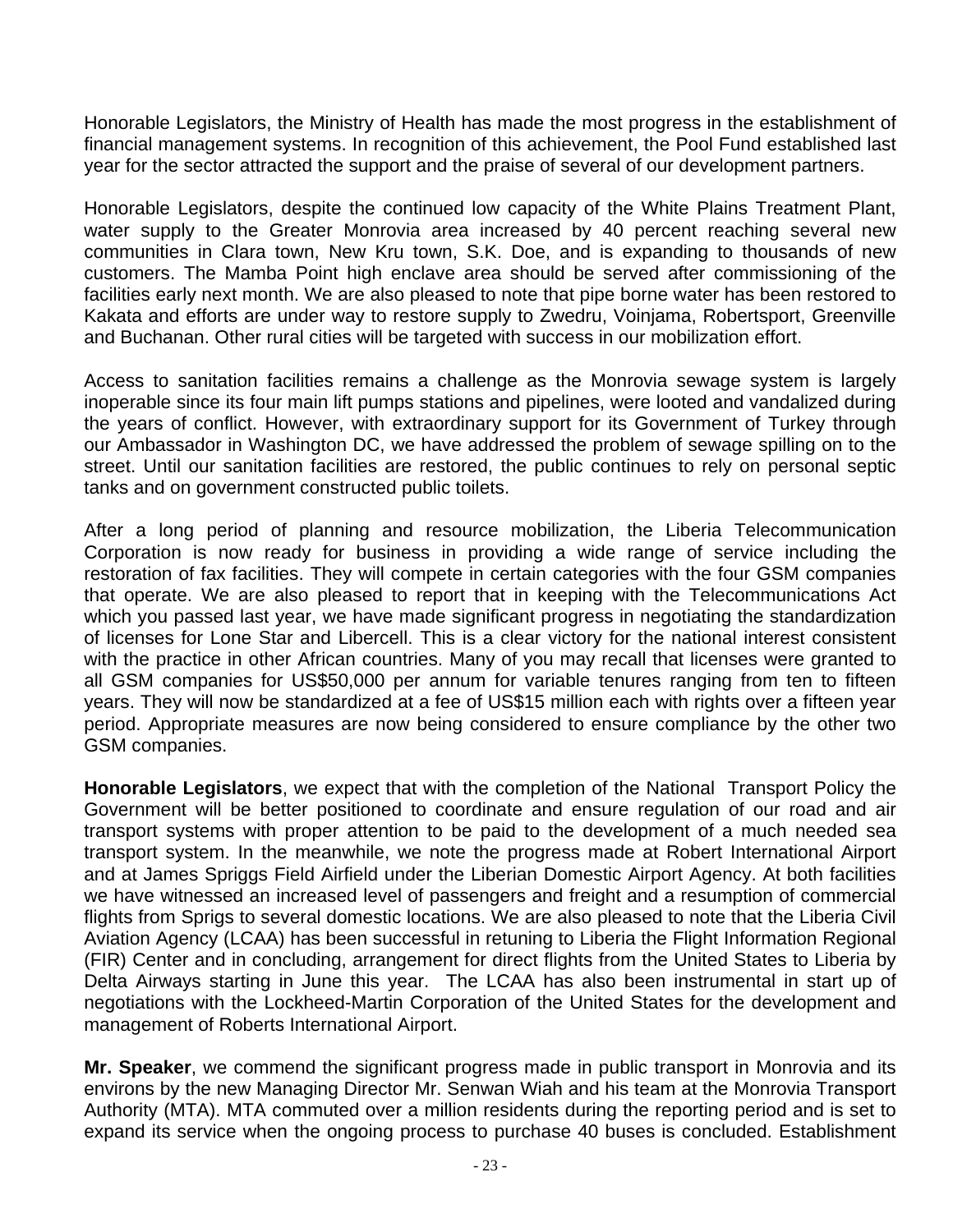Honorable Legislators, the Ministry of Health has made the most progress in the establishment of financial management systems. In recognition of this achievement, the Pool Fund established last year for the sector attracted the support and the praise of several of our development partners.

Honorable Legislators, despite the continued low capacity of the White Plains Treatment Plant, water supply to the Greater Monrovia area increased by 40 percent reaching several new communities in Clara town, New Kru town, S.K. Doe, and is expanding to thousands of new customers. The Mamba Point high enclave area should be served after commissioning of the facilities early next month. We are also pleased to note that pipe borne water has been restored to Kakata and efforts are under way to restore supply to Zwedru, Voinjama, Robertsport, Greenville and Buchanan. Other rural cities will be targeted with success in our mobilization effort.

Access to sanitation facilities remains a challenge as the Monrovia sewage system is largely inoperable since its four main lift pumps stations and pipelines, were looted and vandalized during the years of conflict. However, with extraordinary support for its Government of Turkey through our Ambassador in Washington DC, we have addressed the problem of sewage spilling on to the street. Until our sanitation facilities are restored, the public continues to rely on personal septic tanks and on government constructed public toilets.

After a long period of planning and resource mobilization, the Liberia Telecommunication Corporation is now ready for business in providing a wide range of service including the restoration of fax facilities. They will compete in certain categories with the four GSM companies that operate. We are also pleased to report that in keeping with the Telecommunications Act which you passed last year, we have made significant progress in negotiating the standardization of licenses for Lone Star and Libercell. This is a clear victory for the national interest consistent with the practice in other African countries. Many of you may recall that licenses were granted to all GSM companies for US$50,000 per annum for variable tenures ranging from ten to fifteen years. They will now be standardized at a fee of US$15 million each with rights over a fifteen year period. Appropriate measures are now being considered to ensure compliance by the other two GSM companies.

**Honorable Legislators**, we expect that with the completion of the National Transport Policy the Government will be better positioned to coordinate and ensure regulation of our road and air transport systems with proper attention to be paid to the development of a much needed sea transport system. In the meanwhile, we note the progress made at Robert International Airport and at James Spriggs Field Airfield under the Liberian Domestic Airport Agency. At both facilities we have witnessed an increased level of passengers and freight and a resumption of commercial flights from Sprigs to several domestic locations. We are also pleased to note that the Liberia Civil Aviation Agency (LCAA) has been successful in retuning to Liberia the Flight Information Regional (FIR) Center and in concluding, arrangement for direct flights from the United States to Liberia by Delta Airways starting in June this year. The LCAA has also been instrumental in start up of negotiations with the Lockheed-Martin Corporation of the United States for the development and management of Roberts International Airport.

**Mr. Speaker**, we commend the significant progress made in public transport in Monrovia and its environs by the new Managing Director Mr. Senwan Wiah and his team at the Monrovia Transport Authority (MTA). MTA commuted over a million residents during the reporting period and is set to expand its service when the ongoing process to purchase 40 buses is concluded. Establishment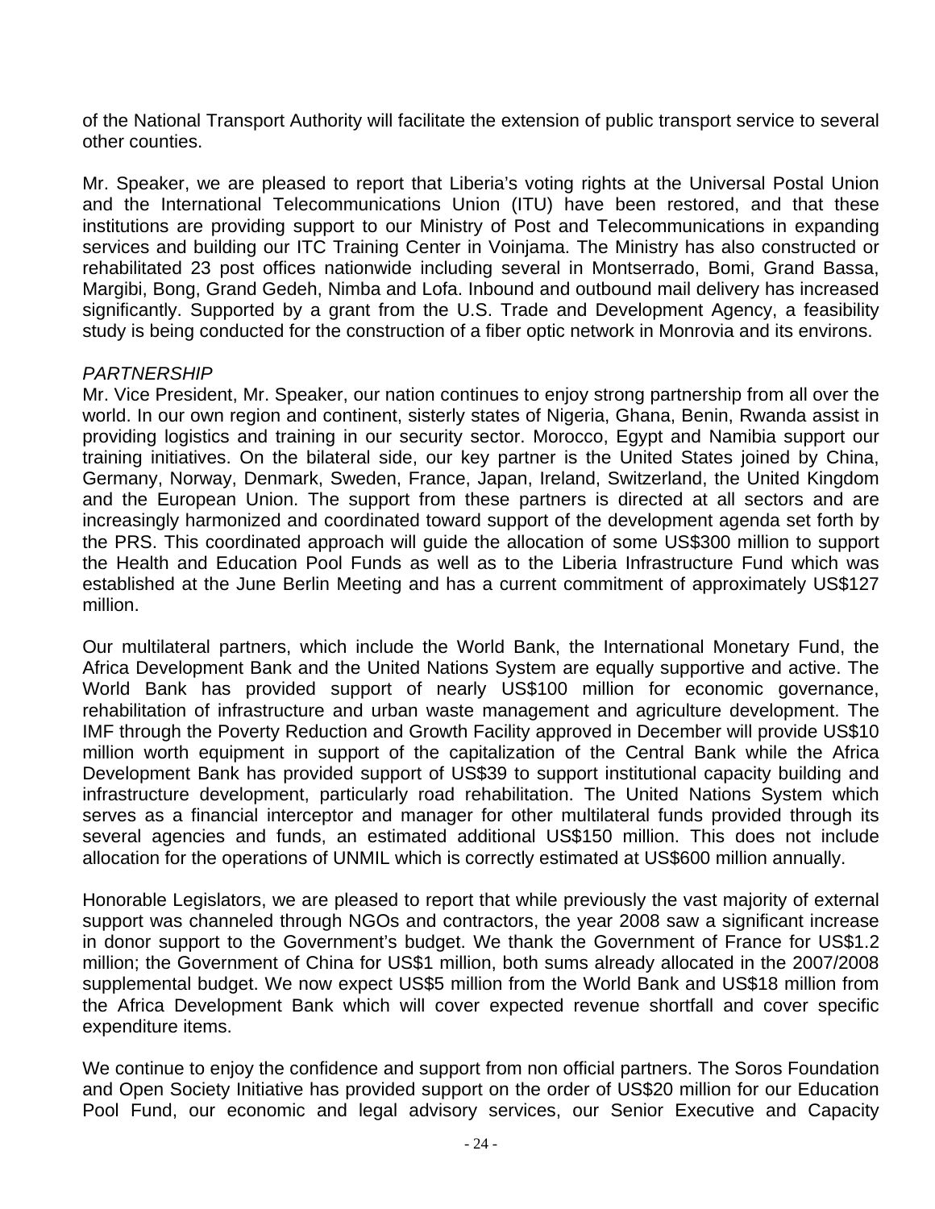of the National Transport Authority will facilitate the extension of public transport service to several other counties.

Mr. Speaker, we are pleased to report that Liberia's voting rights at the Universal Postal Union and the International Telecommunications Union (ITU) have been restored, and that these institutions are providing support to our Ministry of Post and Telecommunications in expanding services and building our ITC Training Center in Voinjama. The Ministry has also constructed or rehabilitated 23 post offices nationwide including several in Montserrado, Bomi, Grand Bassa, Margibi, Bong, Grand Gedeh, Nimba and Lofa. Inbound and outbound mail delivery has increased significantly. Supported by a grant from the U.S. Trade and Development Agency, a feasibility study is being conducted for the construction of a fiber optic network in Monrovia and its environs.

*PARTNERSHIP*

Mr. Vice President, Mr. Speaker, our nation continues to enjoy strong partnership from all over the world. In our own region and continent, sisterly states of Nigeria, Ghana, Benin, Rwanda assist in providing logistics and training in our security sector. Morocco, Egypt and Namibia support our training initiatives. On the bilateral side, our key partner is the United States joined by China, Germany, Norway, Denmark, Sweden, France, Japan, Ireland, Switzerland, the United Kingdom and the European Union. The support from these partners is directed at all sectors and are increasingly harmonized and coordinated toward support of the development agenda set forth by the PRS. This coordinated approach will guide the allocation of some US$300 million to support the Health and Education Pool Funds as well as to the Liberia Infrastructure Fund which was established at the June Berlin Meeting and has a current commitment of approximately US$127 million.

Our multilateral partners, which include the World Bank, the International Monetary Fund, the Africa Development Bank and the United Nations System are equally supportive and active. The World Bank has provided support of nearly US$100 million for economic governance, rehabilitation of infrastructure and urban waste management and agriculture development. The IMF through the Poverty Reduction and Growth Facility approved in December will provide US$10 million worth equipment in support of the capitalization of the Central Bank while the Africa Development Bank has provided support of US$39 to support institutional capacity building and infrastructure development, particularly road rehabilitation. The United Nations System which serves as a financial interceptor and manager for other multilateral funds provided through its several agencies and funds, an estimated additional US$150 million. This does not include allocation for the operations of UNMIL which is correctly estimated at US$600 million annually.

Honorable Legislators, we are pleased to report that while previously the vast majority of external support was channeled through NGOs and contractors, the year 2008 saw a significant increase in donor support to the Government's budget. We thank the Government of France for US$1.2 million; the Government of China for US$1 million, both sums already allocated in the 2007/2008 supplemental budget. We now expect US$5 million from the World Bank and US$18 million from the Africa Development Bank which will cover expected revenue shortfall and cover specific expenditure items.

We continue to enjoy the confidence and support from non official partners. The Soros Foundation and Open Society Initiative has provided support on the order of US$20 million for our Education Pool Fund, our economic and legal advisory services, our Senior Executive and Capacity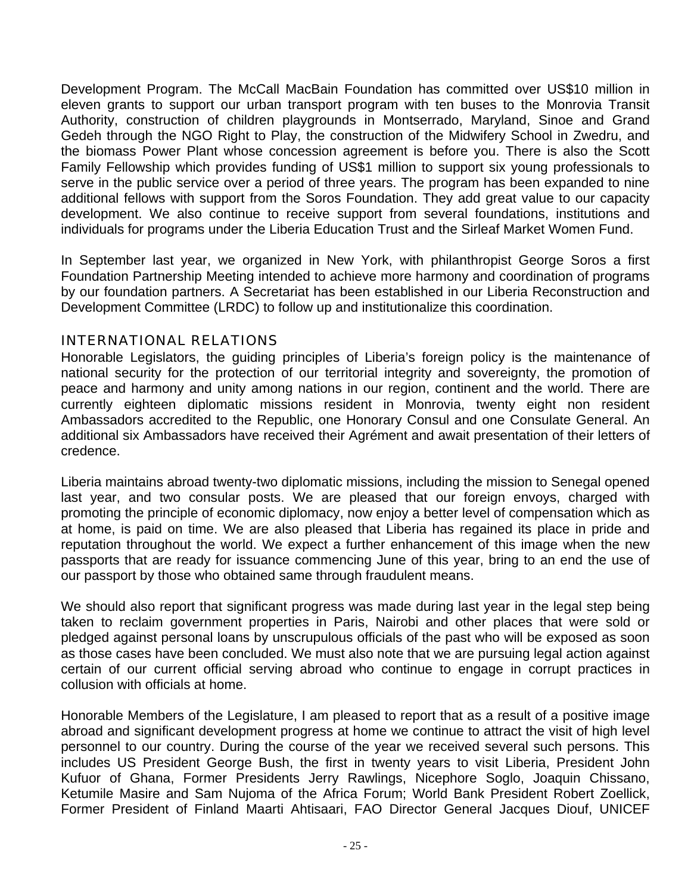Development Program. The McCall MacBain Foundation has committed over US$10 million in eleven grants to support our urban transport program with ten buses to the Monrovia Transit Authority, construction of children playgrounds in Montserrado, Maryland, Sinoe and Grand Gedeh through the NGO Right to Play, the construction of the Midwifery School in Zwedru, and the biomass Power Plant whose concession agreement is before you. There is also the Scott Family Fellowship which provides funding of US$1 million to support six young professionals to serve in the public service over a period of three years. The program has been expanded to nine additional fellows with support from the Soros Foundation. They add great value to our capacity development. We also continue to receive support from several foundations, institutions and individuals for programs under the Liberia Education Trust and the Sirleaf Market Women Fund.

In September last year, we organized in New York, with philanthropist George Soros a first Foundation Partnership Meeting intended to achieve more harmony and coordination of programs by our foundation partners. A Secretariat has been established in our Liberia Reconstruction and Development Committee (LRDC) to follow up and institutionalize this coordination.

## INTERNATIONAL RELATIONS

Honorable Legislators, the guiding principles of Liberia's foreign policy is the maintenance of national security for the protection of our territorial integrity and sovereignty, the promotion of peace and harmony and unity among nations in our region, continent and the world. There are currently eighteen diplomatic missions resident in Monrovia, twenty eight non resident Ambassadors accredited to the Republic, one Honorary Consul and one Consulate General. An additional six Ambassadors have received their Agrément and await presentation of their letters of credence.

Liberia maintains abroad twenty-two diplomatic missions, including the mission to Senegal opened last year, and two consular posts. We are pleased that our foreign envoys, charged with promoting the principle of economic diplomacy, now enjoy a better level of compensation which as at home, is paid on time. We are also pleased that Liberia has regained its place in pride and reputation throughout the world. We expect a further enhancement of this image when the new passports that are ready for issuance commencing June of this year, bring to an end the use of our passport by those who obtained same through fraudulent means.

We should also report that significant progress was made during last year in the legal step being taken to reclaim government properties in Paris, Nairobi and other places that were sold or pledged against personal loans by unscrupulous officials of the past who will be exposed as soon as those cases have been concluded. We must also note that we are pursuing legal action against certain of our current official serving abroad who continue to engage in corrupt practices in collusion with officials at home.

Honorable Members of the Legislature, I am pleased to report that as a result of a positive image abroad and significant development progress at home we continue to attract the visit of high level personnel to our country. During the course of the year we received several such persons. This includes US President George Bush, the first in twenty years to visit Liberia, President John Kufuor of Ghana, Former Presidents Jerry Rawlings, Nicephore Soglo, Joaquin Chissano, Ketumile Masire and Sam Nujoma of the Africa Forum; World Bank President Robert Zoellick, Former President of Finland Maarti Ahtisaari, FAO Director General Jacques Diouf, UNICEF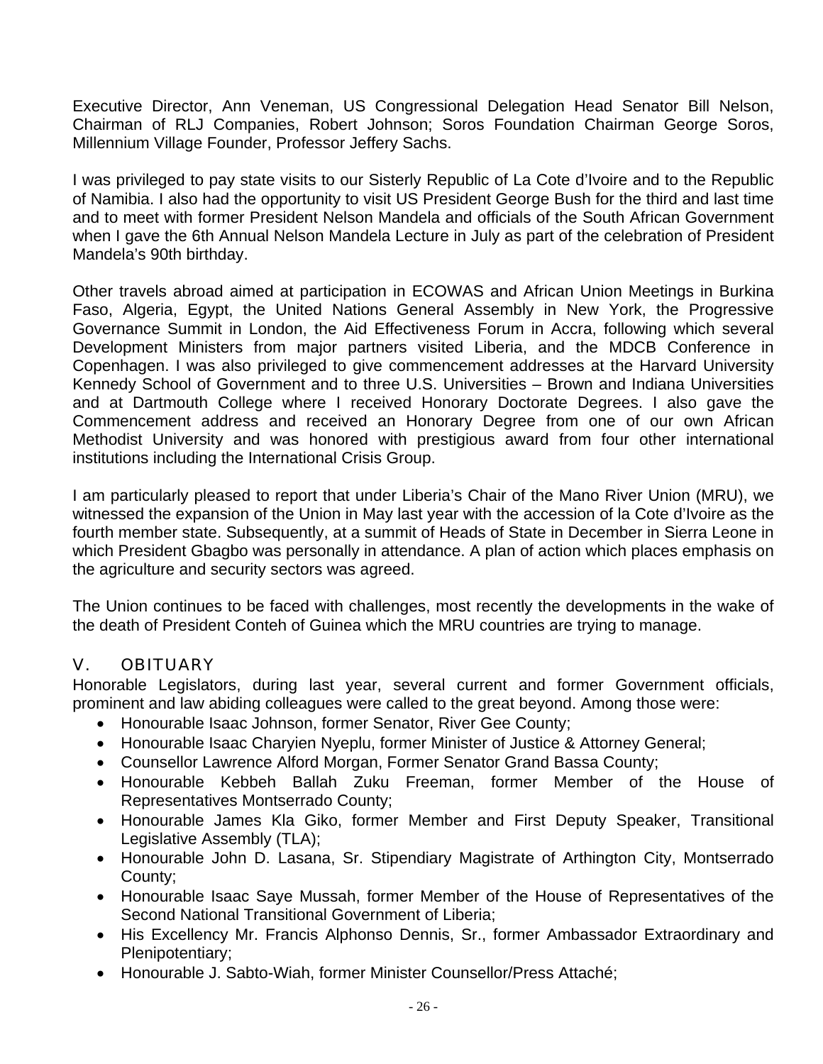Executive Director, Ann Veneman, US Congressional Delegation Head Senator Bill Nelson, Chairman of RLJ Companies, Robert Johnson; Soros Foundation Chairman George Soros, Millennium Village Founder, Professor Jeffery Sachs.

I was privileged to pay state visits to our Sisterly Republic of La Cote d'Ivoire and to the Republic of Namibia. I also had the opportunity to visit US President George Bush for the third and last time and to meet with former President Nelson Mandela and officials of the South African Government when I gave the 6th Annual Nelson Mandela Lecture in July as part of the celebration of President Mandela's 90th birthday.

Other travels abroad aimed at participation in ECOWAS and African Union Meetings in Burkina Faso, Algeria, Egypt, the United Nations General Assembly in New York, the Progressive Governance Summit in London, the Aid Effectiveness Forum in Accra, following which several Development Ministers from major partners visited Liberia, and the MDCB Conference in Copenhagen. I was also privileged to give commencement addresses at the Harvard University Kennedy School of Government and to three U.S. Universities – Brown and Indiana Universities and at Dartmouth College where I received Honorary Doctorate Degrees. I also gave the Commencement address and received an Honorary Degree from one of our own African Methodist University and was honored with prestigious award from four other international institutions including the International Crisis Group.

I am particularly pleased to report that under Liberia's Chair of the Mano River Union (MRU), we witnessed the expansion of the Union in May last year with the accession of la Cote d'Ivoire as the fourth member state. Subsequently, at a summit of Heads of State in December in Sierra Leone in which President Gbagbo was personally in attendance. A plan of action which places emphasis on the agriculture and security sectors was agreed.

The Union continues to be faced with challenges, most recently the developments in the wake of the death of President Conteh of Guinea which the MRU countries are trying to manage.

## V. OBITUARY

Honorable Legislators, during last year, several current and former Government officials, prominent and law abiding colleagues were called to the great beyond. Among those were:

- Honourable Isaac Johnson, former Senator, River Gee County;
- Honourable Isaac Charyien Nyeplu, former Minister of Justice & Attorney General;
- Counsellor Lawrence Alford Morgan, Former Senator Grand Bassa County;
- Honourable Kebbeh Ballah Zuku Freeman, former Member of the House of Representatives Montserrado County;
- Honourable James Kla Giko, former Member and First Deputy Speaker, Transitional Legislative Assembly (TLA);
- Honourable John D. Lasana, Sr. Stipendiary Magistrate of Arthington City, Montserrado County;
- Honourable Isaac Saye Mussah, former Member of the House of Representatives of the Second National Transitional Government of Liberia;
- His Excellency Mr. Francis Alphonso Dennis, Sr., former Ambassador Extraordinary and Plenipotentiary;
- Honourable J. Sabto-Wiah, former Minister Counsellor/Press Attaché;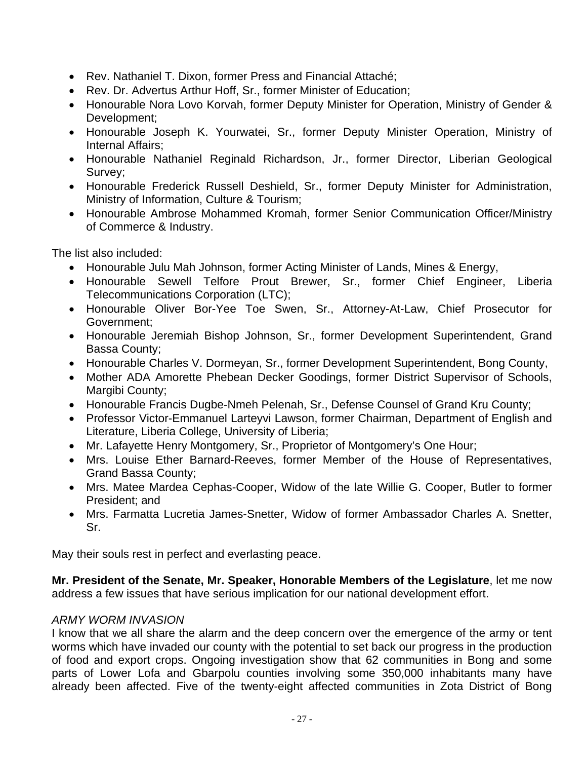- Rev. Nathaniel T. Dixon, former Press and Financial Attaché;
- Rev. Dr. Advertus Arthur Hoff, Sr., former Minister of Education;
- Honourable Nora Lovo Korvah, former Deputy Minister for Operation, Ministry of Gender & Development;
- Honourable Joseph K. Yourwatei, Sr., former Deputy Minister Operation, Ministry of Internal Affairs;
- Honourable Nathaniel Reginald Richardson, Jr., former Director, Liberian Geological Survey;
- Honourable Frederick Russell Deshield, Sr., former Deputy Minister for Administration, Ministry of Information, Culture & Tourism;
- Honourable Ambrose Mohammed Kromah, former Senior Communication Officer/Ministry of Commerce & Industry.

The list also included:

- Honourable Julu Mah Johnson, former Acting Minister of Lands, Mines & Energy,
- Honourable Sewell Telfore Prout Brewer, Sr., former Chief Engineer, Liberia Telecommunications Corporation (LTC);
- Honourable Oliver Bor-Yee Toe Swen, Sr., Attorney-At-Law, Chief Prosecutor for Government;
- Honourable Jeremiah Bishop Johnson, Sr., former Development Superintendent, Grand Bassa County;
- Honourable Charles V. Dormeyan, Sr., former Development Superintendent, Bong County,
- Mother ADA Amorette Phebean Decker Goodings, former District Supervisor of Schools, Margibi County;
- Honourable Francis Dugbe-Nmeh Pelenah, Sr., Defense Counsel of Grand Kru County;
- Professor Victor-Emmanuel Larteyvi Lawson, former Chairman, Department of English and Literature, Liberia College, University of Liberia;
- Mr. Lafayette Henry Montgomery, Sr., Proprietor of Montgomery's One Hour;
- Mrs. Louise Ether Barnard-Reeves, former Member of the House of Representatives, Grand Bassa County;
- Mrs. Matee Mardea Cephas-Cooper, Widow of the late Willie G. Cooper, Butler to former President; and
- Mrs. Farmatta Lucretia James-Snetter, Widow of former Ambassador Charles A. Snetter, Sr.

May their souls rest in perfect and everlasting peace.

**Mr. President of the Senate, Mr. Speaker, Honorable Members of the Legislature**, let me now address a few issues that have serious implication for our national development effort.

*ARMY WORM INVASION*

I know that we all share the alarm and the deep concern over the emergence of the army or tent worms which have invaded our county with the potential to set back our progress in the production of food and export crops. Ongoing investigation show that 62 communities in Bong and some parts of Lower Lofa and Gbarpolu counties involving some 350,000 inhabitants many have already been affected. Five of the twenty-eight affected communities in Zota District of Bong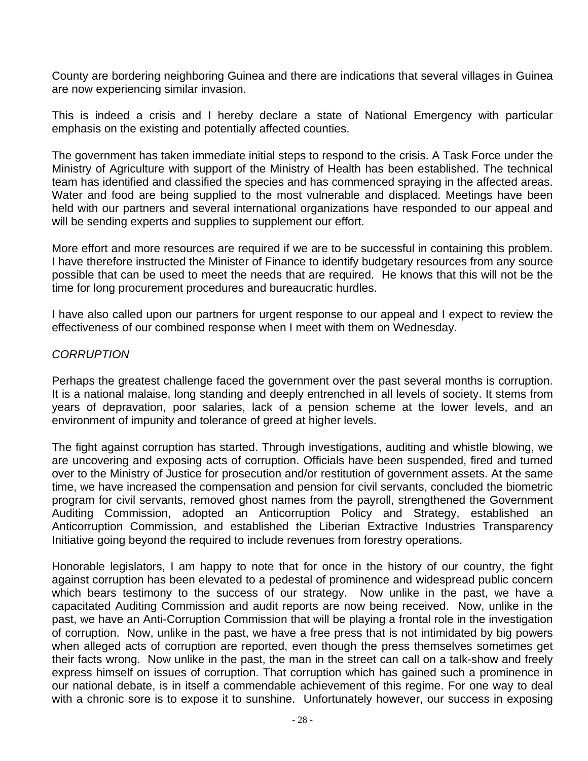County are bordering neighboring Guinea and there are indications that several villages in Guinea are now experiencing similar invasion.

This is indeed a crisis and I hereby declare a state of National Emergency with particular emphasis on the existing and potentially affected counties.

The government has taken immediate initial steps to respond to the crisis. A Task Force under the Ministry of Agriculture with support of the Ministry of Health has been established. The technical team has identified and classified the species and has commenced spraying in the affected areas. Water and food are being supplied to the most vulnerable and displaced. Meetings have been held with our partners and several international organizations have responded to our appeal and will be sending experts and supplies to supplement our effort.

More effort and more resources are required if we are to be successful in containing this problem. I have therefore instructed the Minister of Finance to identify budgetary resources from any source possible that can be used to meet the needs that are required. He knows that this will not be the time for long procurement procedures and bureaucratic hurdles.

I have also called upon our partners for urgent response to our appeal and I expect to review the effectiveness of our combined response when I meet with them on Wednesday.

*CORRUPTION*

Perhaps the greatest challenge faced the government over the past several months is corruption. It is a national malaise, long standing and deeply entrenched in all levels of society. It stems from years of depravation, poor salaries, lack of a pension scheme at the lower levels, and an environment of impunity and tolerance of greed at higher levels.

The fight against corruption has started. Through investigations, auditing and whistle blowing, we are uncovering and exposing acts of corruption. Officials have been suspended, fired and turned over to the Ministry of Justice for prosecution and/or restitution of government assets. At the same time, we have increased the compensation and pension for civil servants, concluded the biometric program for civil servants, removed ghost names from the payroll, strengthened the Government Auditing Commission, adopted an Anticorruption Policy and Strategy, established an Anticorruption Commission, and established the Liberian Extractive Industries Transparency Initiative going beyond the required to include revenues from forestry operations.

Honorable legislators, I am happy to note that for once in the history of our country, the fight against corruption has been elevated to a pedestal of prominence and widespread public concern which bears testimony to the success of our strategy. Now unlike in the past, we have a capacitated Auditing Commission and audit reports are now being received. Now, unlike in the past, we have an Anti-Corruption Commission that will be playing a frontal role in the investigation of corruption. Now, unlike in the past, we have a free press that is not intimidated by big powers when alleged acts of corruption are reported, even though the press themselves sometimes get their facts wrong. Now unlike in the past, the man in the street can call on a talk-show and freely express himself on issues of corruption. That corruption which has gained such a prominence in our national debate, is in itself a commendable achievement of this regime. For one way to deal with a chronic sore is to expose it to sunshine. Unfortunately however, our success in exposing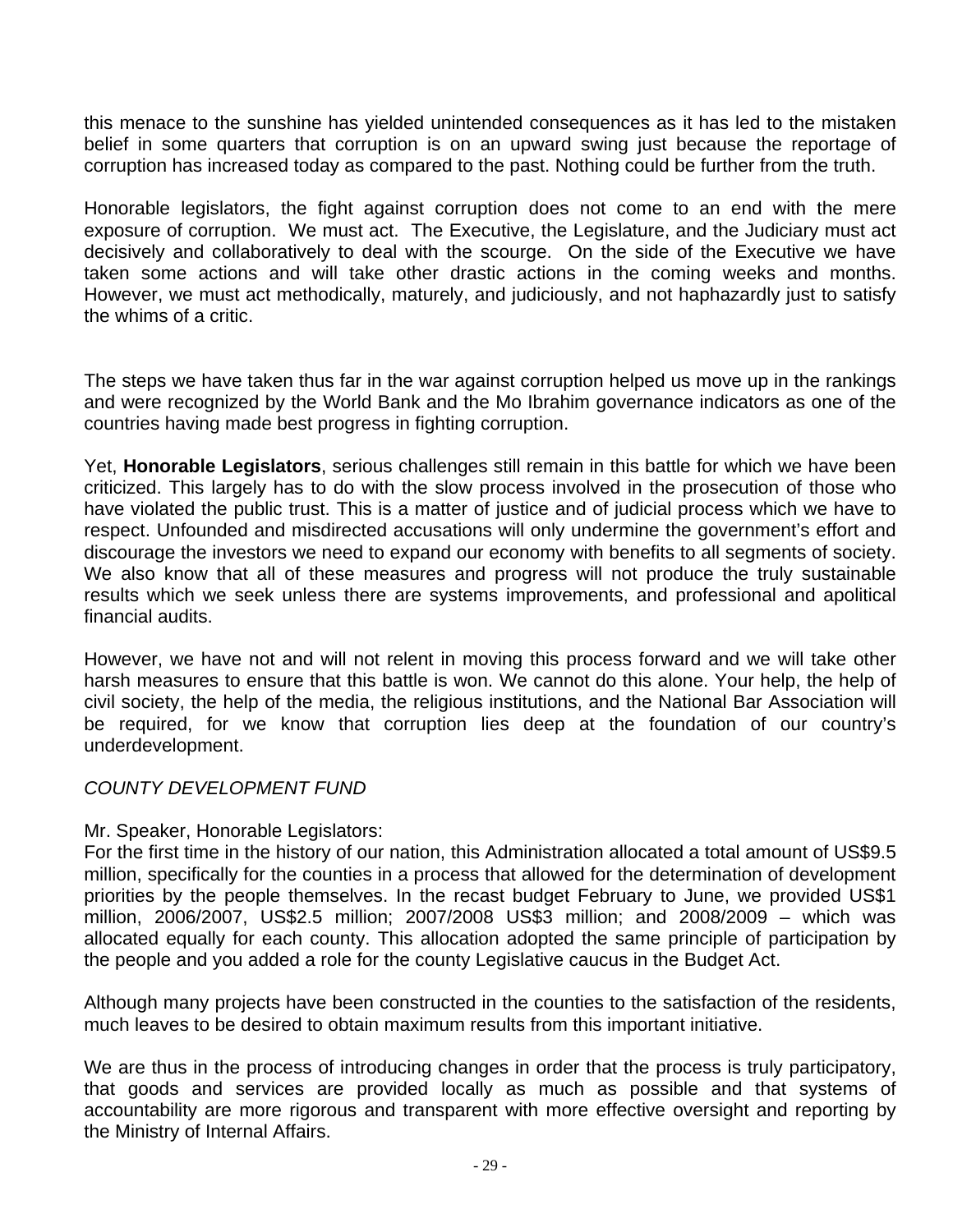this menace to the sunshine has yielded unintended consequences as it has led to the mistaken belief in some quarters that corruption is on an upward swing just because the reportage of corruption has increased today as compared to the past. Nothing could be further from the truth.

Honorable legislators, the fight against corruption does not come to an end with the mere exposure of corruption. We must act. The Executive, the Legislature, and the Judiciary must act decisively and collaboratively to deal with the scourge. On the side of the Executive we have taken some actions and will take other drastic actions in the coming weeks and months. However, we must act methodically, maturely, and judiciously, and not haphazardly just to satisfy the whims of a critic.

The steps we have taken thus far in the war against corruption helped us move up in the rankings and were recognized by the World Bank and the Mo Ibrahim governance indicators as one of the countries having made best progress in fighting corruption.

Yet, **Honorable Legislators**, serious challenges still remain in this battle for which we have been criticized. This largely has to do with the slow process involved in the prosecution of those who have violated the public trust. This is a matter of justice and of judicial process which we have to respect. Unfounded and misdirected accusations will only undermine the government's effort and discourage the investors we need to expand our economy with benefits to all segments of society. We also know that all of these measures and progress will not produce the truly sustainable results which we seek unless there are systems improvements, and professional and apolitical financial audits.

However, we have not and will not relent in moving this process forward and we will take other harsh measures to ensure that this battle is won. We cannot do this alone. Your help, the help of civil society, the help of the media, the religious institutions, and the National Bar Association will be required, for we know that corruption lies deep at the foundation of our country's underdevelopment.

*COUNTY DEVELOPMENT FUND*

Mr. Speaker, Honorable Legislators:
For the first time in the history of our nation, this Administration allocated a total amount of US$9.5 million, specifically for the counties in a process that allowed for the determination of development priorities by the people themselves. In the recast budget February to June, we provided US$1 million, 2006/2007, US$2.5 million; 2007/2008 US$3 million; and 2008/2009 – which was allocated equally for each county. This allocation adopted the same principle of participation by the people and you added a role for the county Legislative caucus in the Budget Act.

Although many projects have been constructed in the counties to the satisfaction of the residents, much leaves to be desired to obtain maximum results from this important initiative.

We are thus in the process of introducing changes in order that the process is truly participatory, that goods and services are provided locally as much as possible and that systems of accountability are more rigorous and transparent with more effective oversight and reporting by the Ministry of Internal Affairs.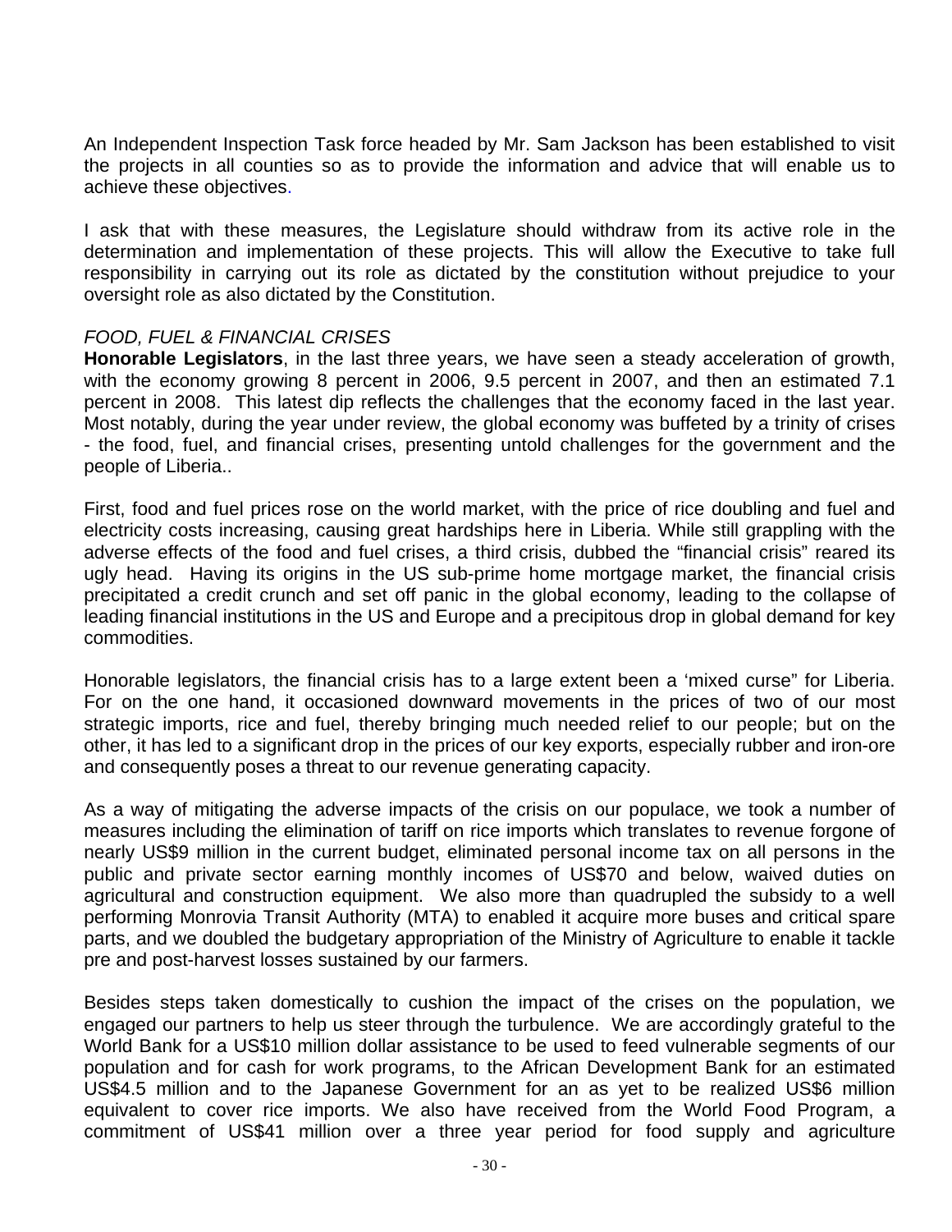An Independent Inspection Task force headed by Mr. Sam Jackson has been established to visit the projects in all counties so as to provide the information and advice that will enable us to achieve these objectives.

I ask that with these measures, the Legislature should withdraw from its active role in the determination and implementation of these projects. This will allow the Executive to take full responsibility in carrying out its role as dictated by the constitution without prejudice to your oversight role as also dictated by the Constitution.

*FOOD, FUEL & FINANCIAL CRISES*

**Honorable Legislators**, in the last three years, we have seen a steady acceleration of growth, with the economy growing 8 percent in 2006, 9.5 percent in 2007, and then an estimated 7.1 percent in 2008. This latest dip reflects the challenges that the economy faced in the last year. Most notably, during the year under review, the global economy was buffeted by a trinity of crises - the food, fuel, and financial crises, presenting untold challenges for the government and the people of Liberia..

First, food and fuel prices rose on the world market, with the price of rice doubling and fuel and electricity costs increasing, causing great hardships here in Liberia. While still grappling with the adverse effects of the food and fuel crises, a third crisis, dubbed the “financial crisis” reared its ugly head. Having its origins in the US sub-prime home mortgage market, the financial crisis precipitated a credit crunch and set off panic in the global economy, leading to the collapse of leading financial institutions in the US and Europe and a precipitous drop in global demand for key commodities.

Honorable legislators, the financial crisis has to a large extent been a ‘mixed curse” for Liberia. For on the one hand, it occasioned downward movements in the prices of two of our most strategic imports, rice and fuel, thereby bringing much needed relief to our people; but on the other, it has led to a significant drop in the prices of our key exports, especially rubber and iron-ore and consequently poses a threat to our revenue generating capacity.

As a way of mitigating the adverse impacts of the crisis on our populace, we took a number of measures including the elimination of tariff on rice imports which translates to revenue forgone of nearly US$9 million in the current budget, eliminated personal income tax on all persons in the public and private sector earning monthly incomes of US$70 and below, waived duties on agricultural and construction equipment. We also more than quadrupled the subsidy to a well performing Monrovia Transit Authority (MTA) to enabled it acquire more buses and critical spare parts, and we doubled the budgetary appropriation of the Ministry of Agriculture to enable it tackle pre and post-harvest losses sustained by our farmers.

Besides steps taken domestically to cushion the impact of the crises on the population, we engaged our partners to help us steer through the turbulence. We are accordingly grateful to the World Bank for a US$10 million dollar assistance to be used to feed vulnerable segments of our population and for cash for work programs, to the African Development Bank for an estimated US$4.5 million and to the Japanese Government for an as yet to be realized US$6 million equivalent to cover rice imports. We also have received from the World Food Program, a commitment of US$41 million over a three year period for food supply and agriculture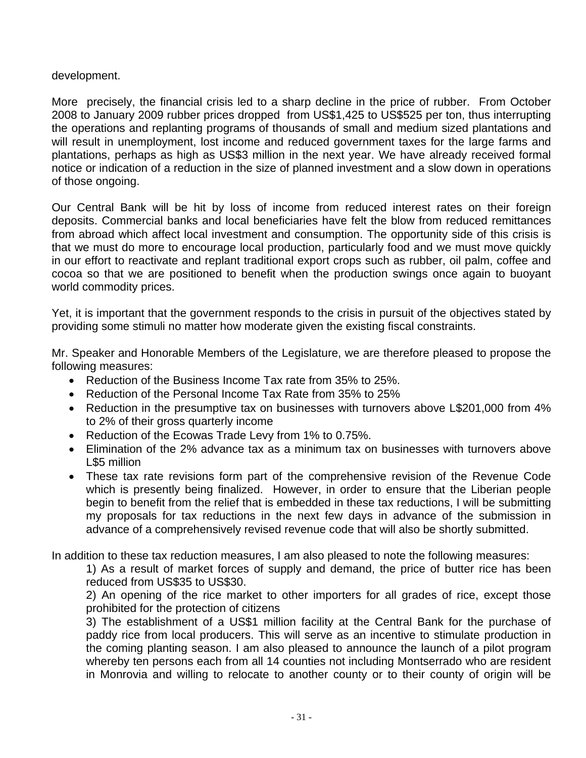development.

More precisely, the financial crisis led to a sharp decline in the price of rubber. From October 2008 to January 2009 rubber prices dropped from US$1,425 to US$525 per ton, thus interrupting the operations and replanting programs of thousands of small and medium sized plantations and will result in unemployment, lost income and reduced government taxes for the large farms and plantations, perhaps as high as US$3 million in the next year. We have already received formal notice or indication of a reduction in the size of planned investment and a slow down in operations of those ongoing.

Our Central Bank will be hit by loss of income from reduced interest rates on their foreign deposits. Commercial banks and local beneficiaries have felt the blow from reduced remittances from abroad which affect local investment and consumption. The opportunity side of this crisis is that we must do more to encourage local production, particularly food and we must move quickly in our effort to reactivate and replant traditional export crops such as rubber, oil palm, coffee and cocoa so that we are positioned to benefit when the production swings once again to buoyant world commodity prices.

Yet, it is important that the government responds to the crisis in pursuit of the objectives stated by providing some stimuli no matter how moderate given the existing fiscal constraints.

Mr. Speaker and Honorable Members of the Legislature, we are therefore pleased to propose the following measures:

- Reduction of the Business Income Tax rate from 35% to 25%.
- Reduction of the Personal Income Tax Rate from 35% to 25%
- Reduction in the presumptive tax on businesses with turnovers above L$201,000 from 4% to 2% of their gross quarterly income
- Reduction of the Ecowas Trade Levy from 1% to 0.75%.
- Elimination of the 2% advance tax as a minimum tax on businesses with turnovers above L$5 million
- These tax rate revisions form part of the comprehensive revision of the Revenue Code which is presently being finalized. However, in order to ensure that the Liberian people begin to benefit from the relief that is embedded in these tax reductions, I will be submitting my proposals for tax reductions in the next few days in advance of the submission in advance of a comprehensively revised revenue code that will also be shortly submitted.

In addition to these tax reduction measures, I am also pleased to note the following measures:

1) As a result of market forces of supply and demand, the price of butter rice has been reduced from US$35 to US$30.

2) An opening of the rice market to other importers for all grades of rice, except those prohibited for the protection of citizens

3) The establishment of a US$1 million facility at the Central Bank for the purchase of paddy rice from local producers. This will serve as an incentive to stimulate production in the coming planting season. I am also pleased to announce the launch of a pilot program whereby ten persons each from all 14 counties not including Montserrado who are resident in Monrovia and willing to relocate to another county or to their county of origin will be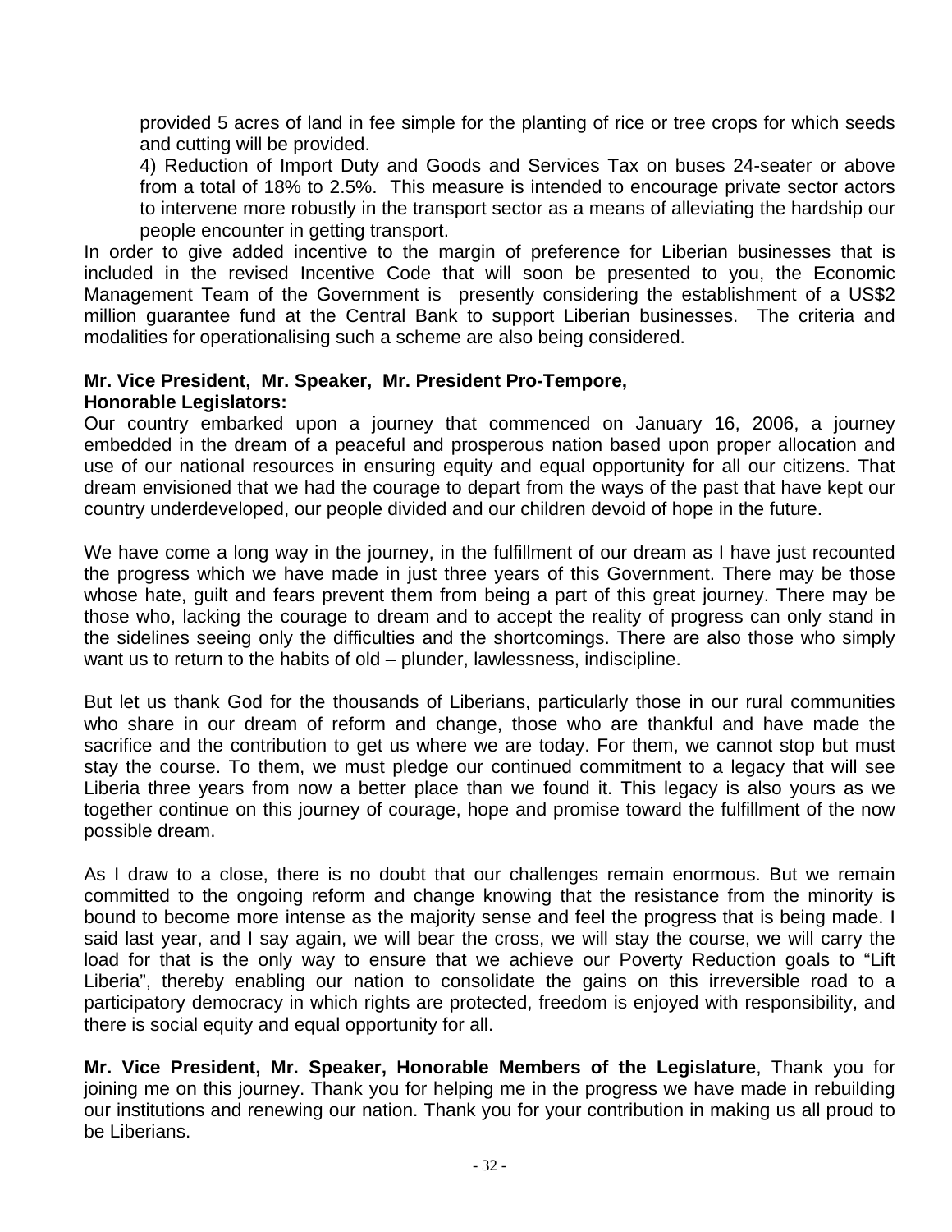provided 5 acres of land in fee simple for the planting of rice or tree crops for which seeds and cutting will be provided.

4) Reduction of Import Duty and Goods and Services Tax on buses 24-seater or above from a total of 18% to 2.5%. This measure is intended to encourage private sector actors to intervene more robustly in the transport sector as a means of alleviating the hardship our people encounter in getting transport.

In order to give added incentive to the margin of preference for Liberian businesses that is included in the revised Incentive Code that will soon be presented to you, the Economic Management Team of the Government is presently considering the establishment of a US$2 million guarantee fund at the Central Bank to support Liberian businesses. The criteria and modalities for operationalising such a scheme are also being considered.

**Mr. Vice President, Mr. Speaker, Mr. President Pro-Tempore, Honorable Legislators:**

Our country embarked upon a journey that commenced on January 16, 2006, a journey embedded in the dream of a peaceful and prosperous nation based upon proper allocation and use of our national resources in ensuring equity and equal opportunity for all our citizens. That dream envisioned that we had the courage to depart from the ways of the past that have kept our country underdeveloped, our people divided and our children devoid of hope in the future.

We have come a long way in the journey, in the fulfillment of our dream as I have just recounted the progress which we have made in just three years of this Government. There may be those whose hate, guilt and fears prevent them from being a part of this great journey. There may be those who, lacking the courage to dream and to accept the reality of progress can only stand in the sidelines seeing only the difficulties and the shortcomings. There are also those who simply want us to return to the habits of old – plunder, lawlessness, indiscipline.

But let us thank God for the thousands of Liberians, particularly those in our rural communities who share in our dream of reform and change, those who are thankful and have made the sacrifice and the contribution to get us where we are today. For them, we cannot stop but must stay the course. To them, we must pledge our continued commitment to a legacy that will see Liberia three years from now a better place than we found it. This legacy is also yours as we together continue on this journey of courage, hope and promise toward the fulfillment of the now possible dream.

As I draw to a close, there is no doubt that our challenges remain enormous. But we remain committed to the ongoing reform and change knowing that the resistance from the minority is bound to become more intense as the majority sense and feel the progress that is being made. I said last year, and I say again, we will bear the cross, we will stay the course, we will carry the load for that is the only way to ensure that we achieve our Poverty Reduction goals to "Lift Liberia", thereby enabling our nation to consolidate the gains on this irreversible road to a participatory democracy in which rights are protected, freedom is enjoyed with responsibility, and there is social equity and equal opportunity for all.

**Mr. Vice President, Mr. Speaker, Honorable Members of the Legislature**, Thank you for joining me on this journey. Thank you for helping me in the progress we have made in rebuilding our institutions and renewing our nation. Thank you for your contribution in making us all proud to be Liberians.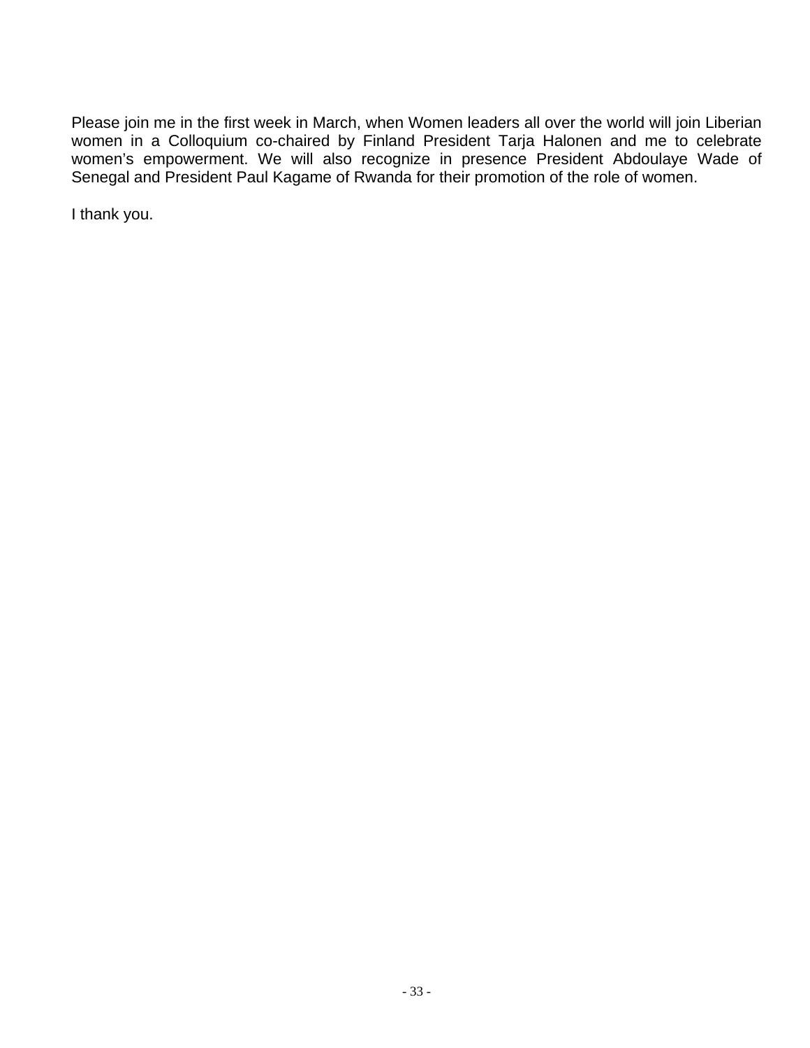Please join me in the first week in March, when Women leaders all over the world will join Liberian women in a Colloquium co-chaired by Finland President Tarja Halonen and me to celebrate women's empowerment. We will also recognize in presence President Abdoulaye Wade of Senegal and President Paul Kagame of Rwanda for their promotion of the role of women.

I thank you.